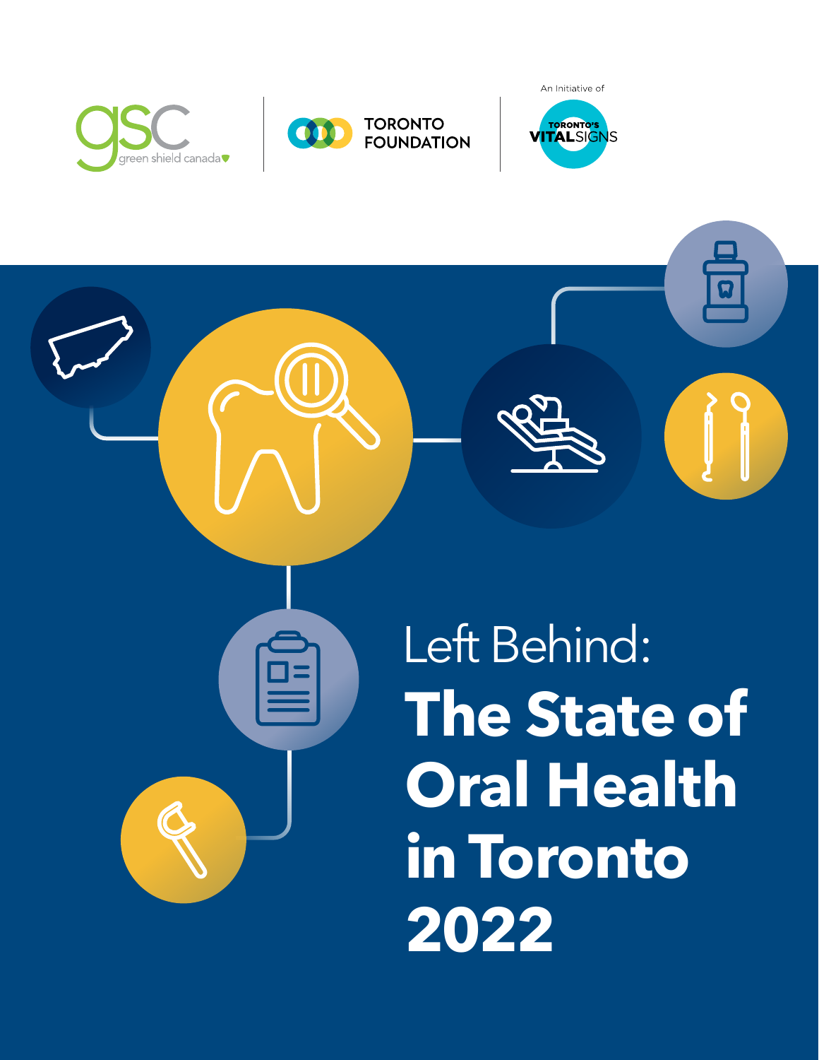green shield canada

TORONTO FOUNDATION

An Initiative of TORONTO'S VITAL SIGNS

# Left Behind: The State of Oral Health in Toronto 2022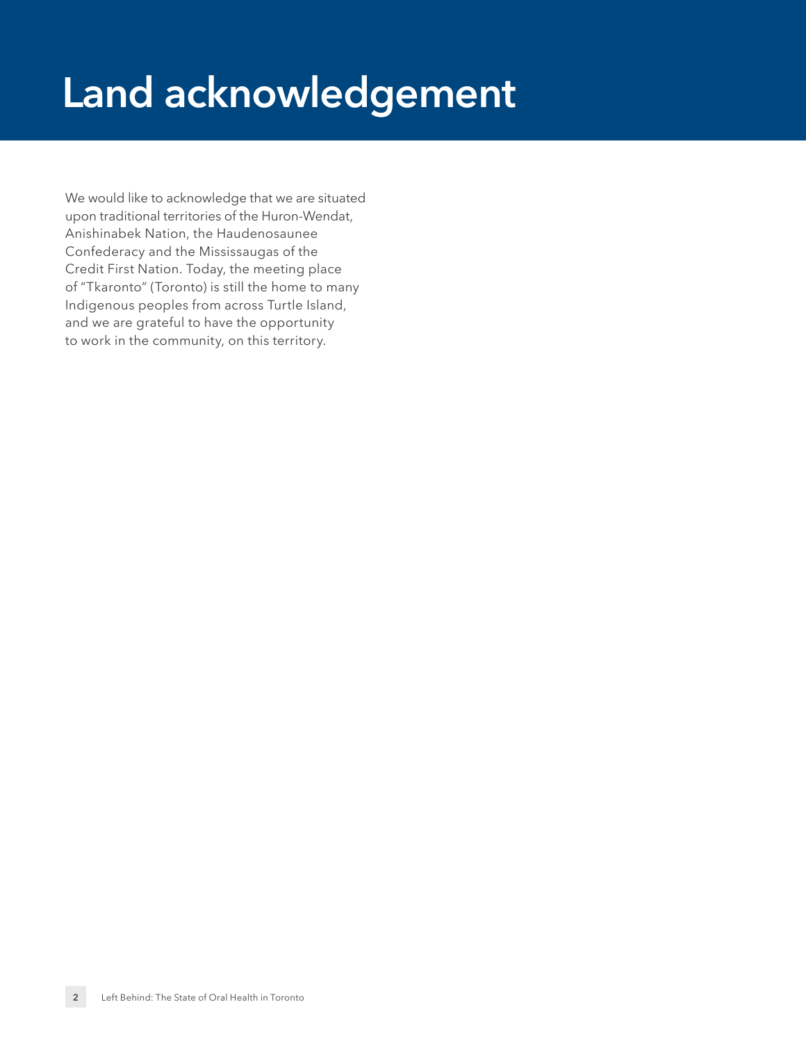# Land acknowledgement

We would like to acknowledge that we are situated upon traditional territories of the Huron-Wendat, Anishinabek Nation, the Haudenosaunee Confederacy and the Mississaugas of the Credit First Nation. Today, the meeting place of "Tkaronto" (Toronto) is still the home to many Indigenous peoples from across Turtle Island, and we are grateful to have the opportunity to work in the community, on this territory.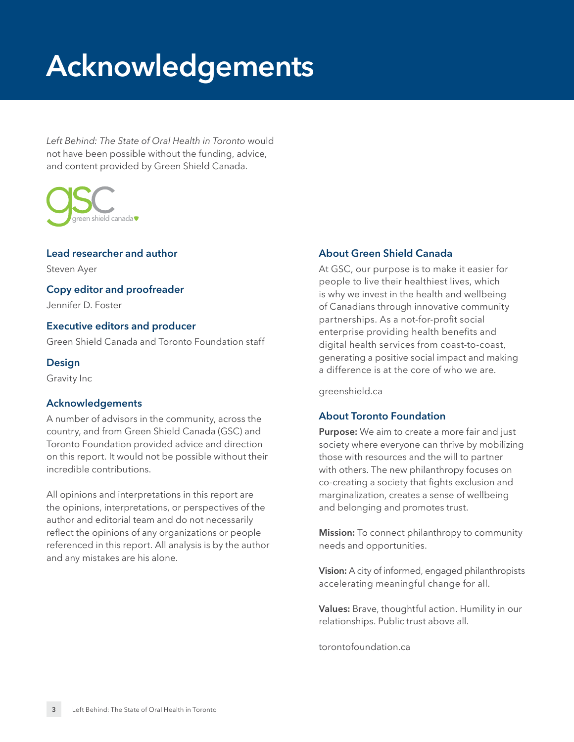# Acknowledgements

*Left Behind: The State of Oral Health in Toronto* would not have been possible without the funding, advice, and content provided by Green Shield Canada.

### Lead researcher and author

Steven Ayer

### Copy editor and proofreader

Jennifer D. Foster

### Executive editors and producer

Green Shield Canada and Toronto Foundation staff

### Design

Gravity Inc

### Acknowledgements

A number of advisors in the community, across the country, and from Green Shield Canada (GSC) and Toronto Foundation provided advice and direction on this report. It would not be possible without their incredible contributions.

All opinions and interpretations in this report are the opinions, interpretations, or perspectives of the author and editorial team and do not necessarily reflect the opinions of any organizations or people referenced in this report. All analysis is by the author and any mistakes are his alone.

### About Green Shield Canada

At GSC, our purpose is to make it easier for people to live their healthiest lives, which is why we invest in the health and wellbeing of Canadians through innovative community partnerships. As a not-for-profit social enterprise providing health benefits and digital health services from coast-to-coast, generating a positive social impact and making a difference is at the core of who we are.

greenshield.ca

### About Toronto Foundation

**Purpose:** We aim to create a more fair and just society where everyone can thrive by mobilizing those with resources and the will to partner with others. The new philanthropy focuses on co-creating a society that fights exclusion and marginalization, creates a sense of wellbeing and belonging and promotes trust.

**Mission:** To connect philanthropy to community needs and opportunities.

**Vision:** A city of informed, engaged philanthropists accelerating meaningful change for all.

**Values:** Brave, thoughtful action. Humility in our relationships. Public trust above all.

torontofoundation.ca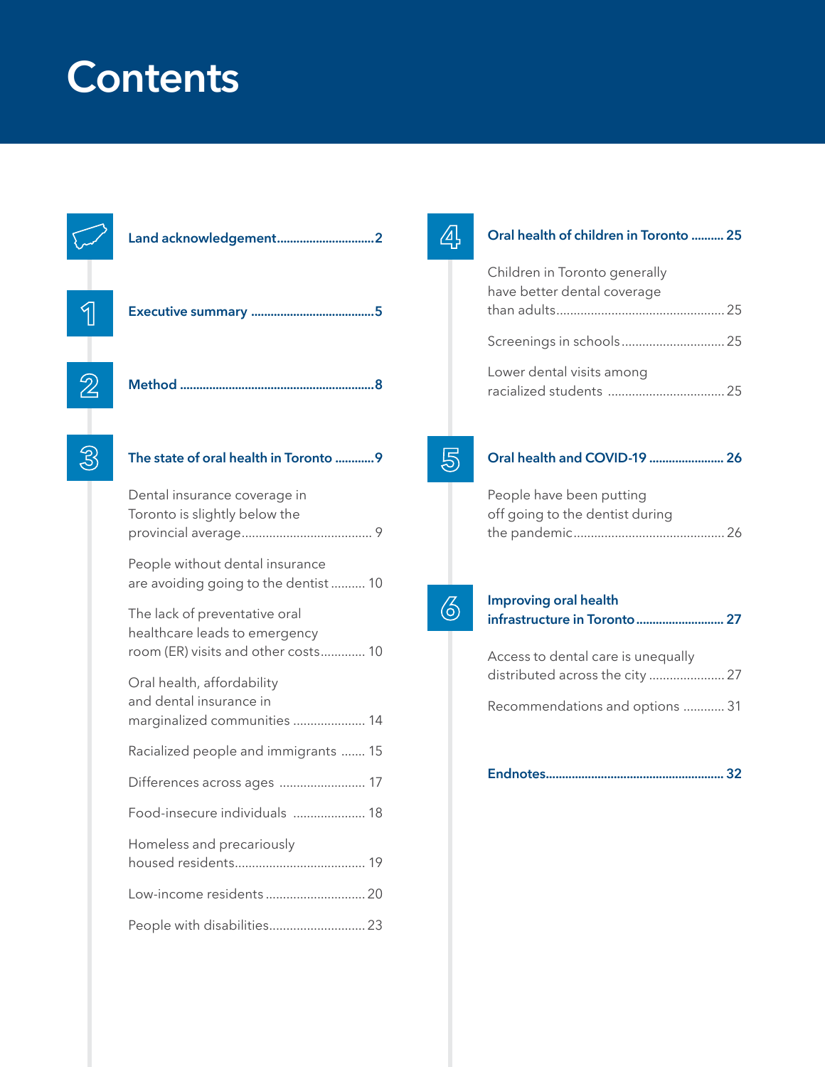# Contents

**Land acknowledgement** .............................. **2**

**1 Executive summary** .............................. **5**

**2 Method** .............................. **8**

**3 The state of oral health in Toronto** .............................. **9**

- Dental insurance coverage in Toronto is slightly below the provincial average .............................. 9
- People without dental insurance are avoiding going to the dentist .............................. 10
- The lack of preventative oral healthcare leads to emergency room (ER) visits and other costs .............................. 10
- Oral health, affordability and dental insurance in marginalized communities .............................. 14
- Racialized people and immigrants .............................. 15
- Differences across ages .............................. 17
- Food-insecure individuals .............................. 18
- Homeless and precariously housed residents .............................. 19
- Low-income residents .............................. 20
- People with disabilities .............................. 23

**4 Oral health of children in Toronto** .............................. **25**

- Children in Toronto generally have better dental coverage than adults .............................. 25
- Screenings in schools .............................. 25
- Lower dental visits among racialized students .............................. 25

**5 Oral health and COVID-19** .............................. **26**

- People have been putting off going to the dentist during the pandemic .............................. 26

**6 Improving oral health infrastructure in Toronto** .............................. **27**

- Access to dental care is unequally distributed across the city .............................. 27
- Recommendations and options .............................. 31

**Endnotes** .............................. **32**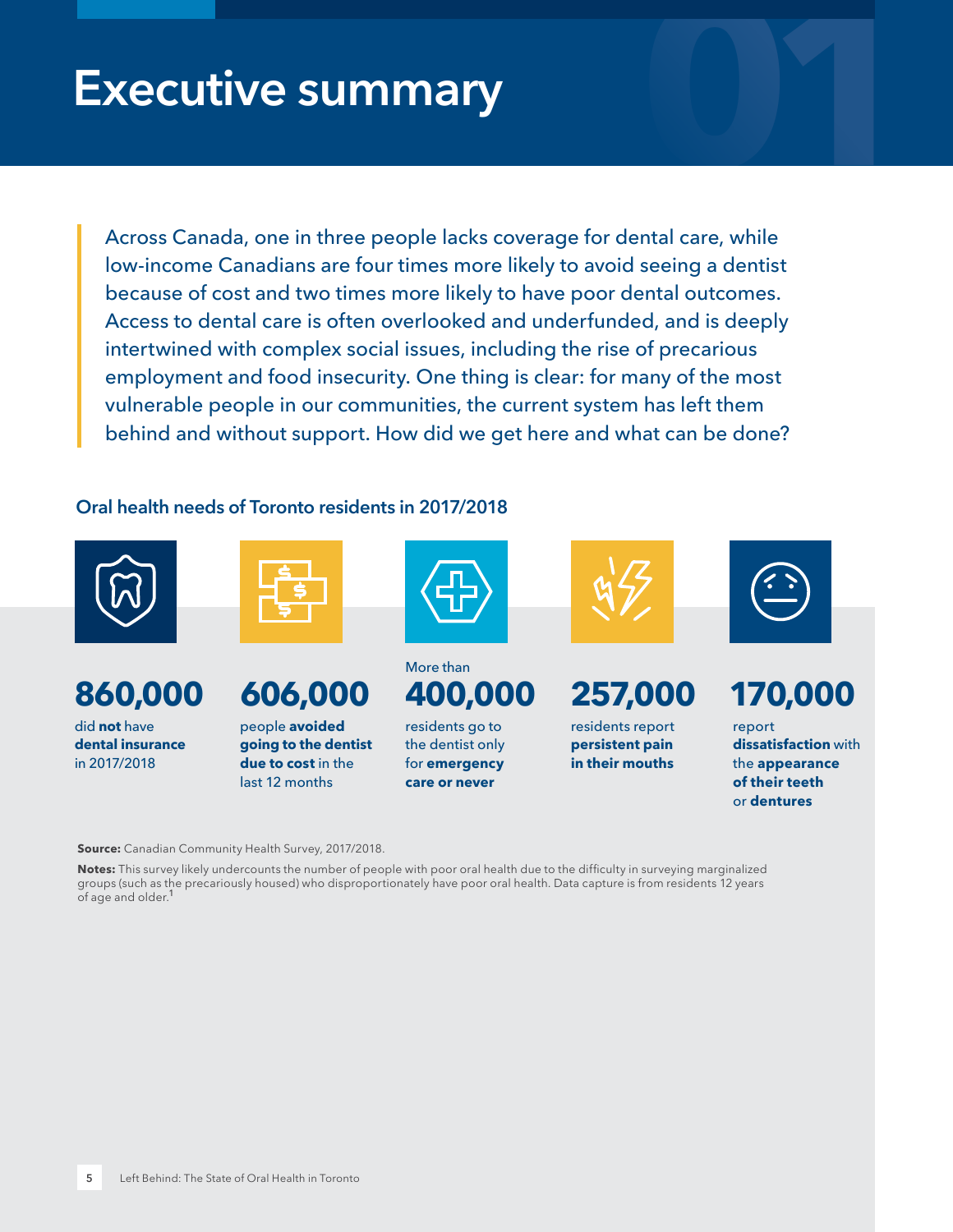# Executive summary

Across Canada, one in three people lacks coverage for dental care, while low-income Canadians are four times more likely to avoid seeing a dentist because of cost and two times more likely to have poor dental outcomes. Access to dental care is often overlooked and underfunded, and is deeply intertwined with complex social issues, including the rise of precarious employment and food insecurity. One thing is clear: for many of the most vulnerable people in our communities, the current system has left them behind and without support. How did we get here and what can be done?

### Oral health needs of Toronto residents in 2017/2018

**860,000** did **not** have **dental insurance** in 2017/2018

**606,000** people **avoided going to the dentist due to cost** in the last 12 months

More than **400,000** residents go to the dentist only for **emergency care or never**

**257,000** residents report **persistent pain in their mouths**

**170,000** report **dissatisfaction** with the **appearance of their teeth** or **dentures**

**Source:** Canadian Community Health Survey, 2017/2018.

**Notes:** This survey likely undercounts the number of people with poor oral health due to the difficulty in surveying marginalized groups (such as the precariously housed) who disproportionately have poor oral health. Data capture is from residents 12 years of age and older.[1]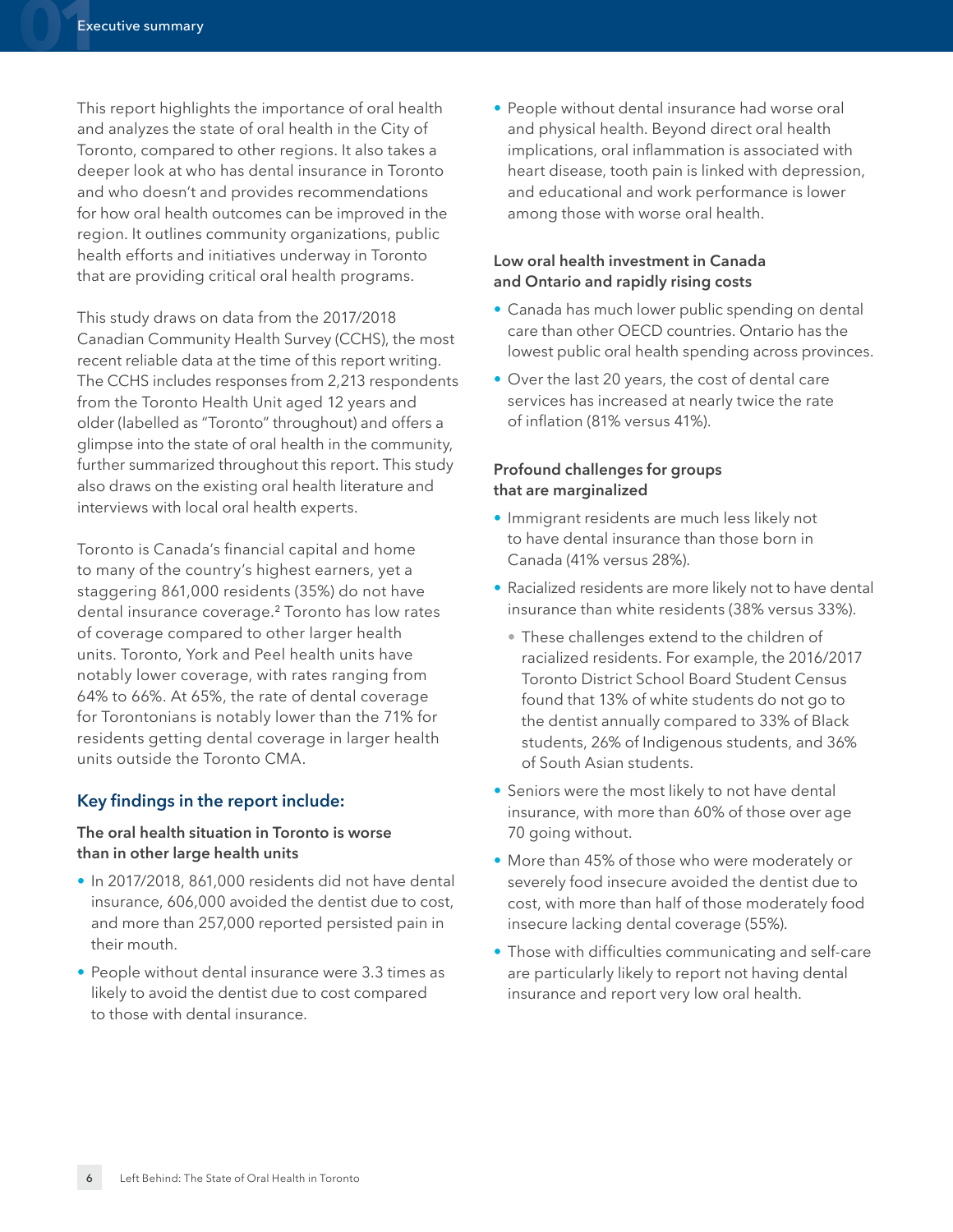This report highlights the importance of oral health and analyzes the state of oral health in the City of Toronto, compared to other regions. It also takes a deeper look at who has dental insurance in Toronto and who doesn't and provides recommendations for how oral health outcomes can be improved in the region. It outlines community organizations, public health efforts and initiatives underway in Toronto that are providing critical oral health programs.

This study draws on data from the 2017/2018 Canadian Community Health Survey (CCHS), the most recent reliable data at the time of this report writing. The CCHS includes responses from 2,213 respondents from the Toronto Health Unit aged 12 years and older (labelled as "Toronto" throughout) and offers a glimpse into the state of oral health in the community, further summarized throughout this report. This study also draws on the existing oral health literature and interviews with local oral health experts.

Toronto is Canada's financial capital and home to many of the country's highest earners, yet a staggering 861,000 residents (35%) do not have dental insurance coverage.[2] Toronto has low rates of coverage compared to other larger health units. Toronto, York and Peel health units have notably lower coverage, with rates ranging from 64% to 66%. At 65%, the rate of dental coverage for Torontonians is notably lower than the 71% for residents getting dental coverage in larger health units outside the Toronto CMA.

## Key findings in the report include:

### The oral health situation in Toronto is worse than in other large health units

- In 2017/2018, 861,000 residents did not have dental insurance, 606,000 avoided the dentist due to cost, and more than 257,000 reported persisted pain in their mouth.
- People without dental insurance were 3.3 times as likely to avoid the dentist due to cost compared to those with dental insurance.
- People without dental insurance had worse oral and physical health. Beyond direct oral health implications, oral inflammation is associated with heart disease, tooth pain is linked with depression, and educational and work performance is lower among those with worse oral health.

### Low oral health investment in Canada and Ontario and rapidly rising costs

- Canada has much lower public spending on dental care than other OECD countries. Ontario has the lowest public oral health spending across provinces.
- Over the last 20 years, the cost of dental care services has increased at nearly twice the rate of inflation (81% versus 41%).

### Profound challenges for groups that are marginalized

- Immigrant residents are much less likely not to have dental insurance than those born in Canada (41% versus 28%).
- Racialized residents are more likely not to have dental insurance than white residents (38% versus 33%).
  - These challenges extend to the children of racialized residents. For example, the 2016/2017 Toronto District School Board Student Census found that 13% of white students do not go to the dentist annually compared to 33% of Black students, 26% of Indigenous students, and 36% of South Asian students.
- Seniors were the most likely to not have dental insurance, with more than 60% of those over age 70 going without.
- More than 45% of those who were moderately or severely food insecure avoided the dentist due to cost, with more than half of those moderately food insecure lacking dental coverage (55%).
- Those with difficulties communicating and self-care are particularly likely to report not having dental insurance and report very low oral health.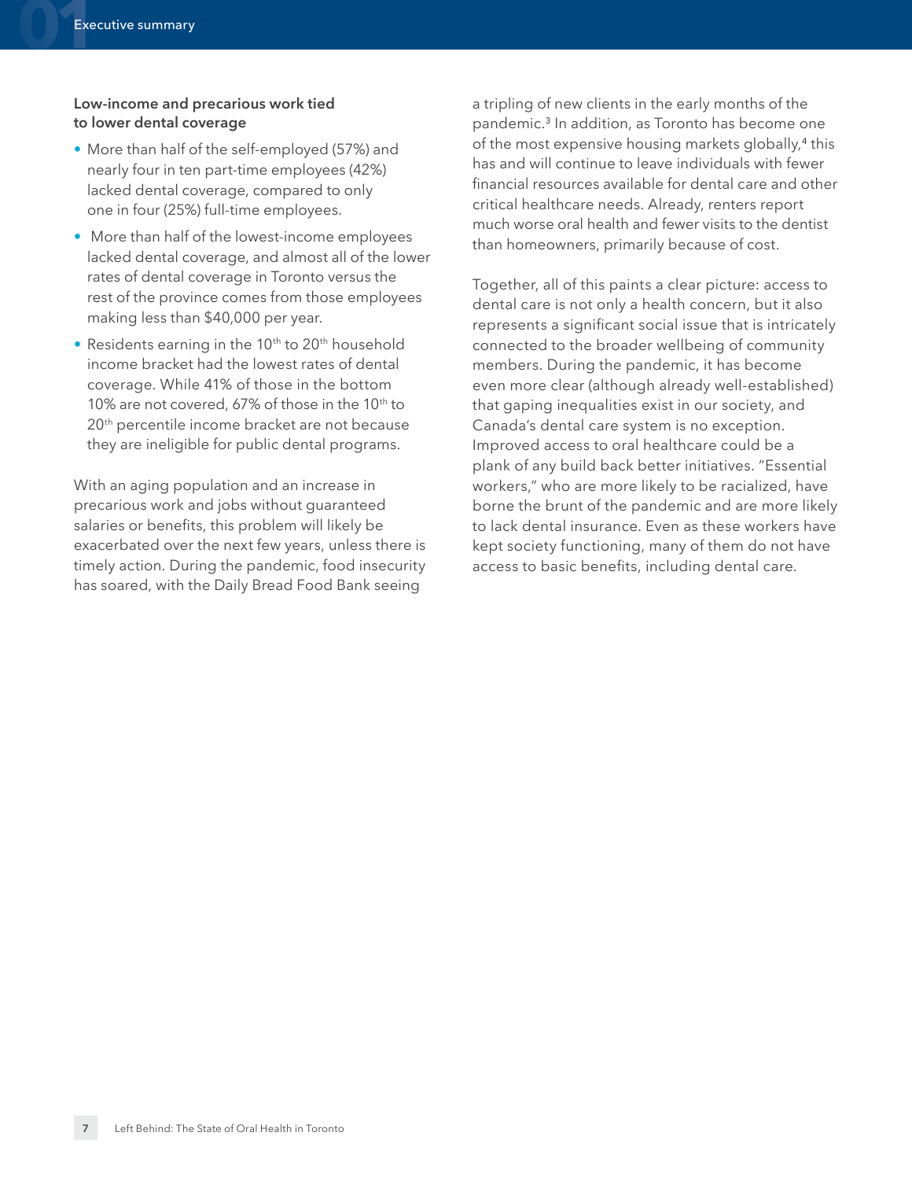### Low-income and precarious work tied to lower dental coverage

- More than half of the self-employed (57%) and nearly four in ten part-time employees (42%) lacked dental coverage, compared to only one in four (25%) full-time employees.
- More than half of the lowest-income employees lacked dental coverage, and almost all of the lower rates of dental coverage in Toronto versus the rest of the province comes from those employees making less than $40,000 per year.
- Residents earning in the 10th to 20th household income bracket had the lowest rates of dental coverage. While 41% of those in the bottom 10% are not covered, 67% of those in the 10th to 20th percentile income bracket are not because they are ineligible for public dental programs.

With an aging population and an increase in precarious work and jobs without guaranteed salaries or benefits, this problem will likely be exacerbated over the next few years, unless there is timely action. During the pandemic, food insecurity has soared, with the Daily Bread Food Bank seeing a tripling of new clients in the early months of the pandemic.[3] In addition, as Toronto has become one of the most expensive housing markets globally,[4] this has and will continue to leave individuals with fewer financial resources available for dental care and other critical healthcare needs. Already, renters report much worse oral health and fewer visits to the dentist than homeowners, primarily because of cost.

Together, all of this paints a clear picture: access to dental care is not only a health concern, but it also represents a significant social issue that is intricately connected to the broader wellbeing of community members. During the pandemic, it has become even more clear (although already well-established) that gaping inequalities exist in our society, and Canada's dental care system is no exception. Improved access to oral healthcare could be a plank of any build back better initiatives. "Essential workers," who are more likely to be racialized, have borne the brunt of the pandemic and are more likely to lack dental insurance. Even as these workers have kept society functioning, many of them do not have access to basic benefits, including dental care.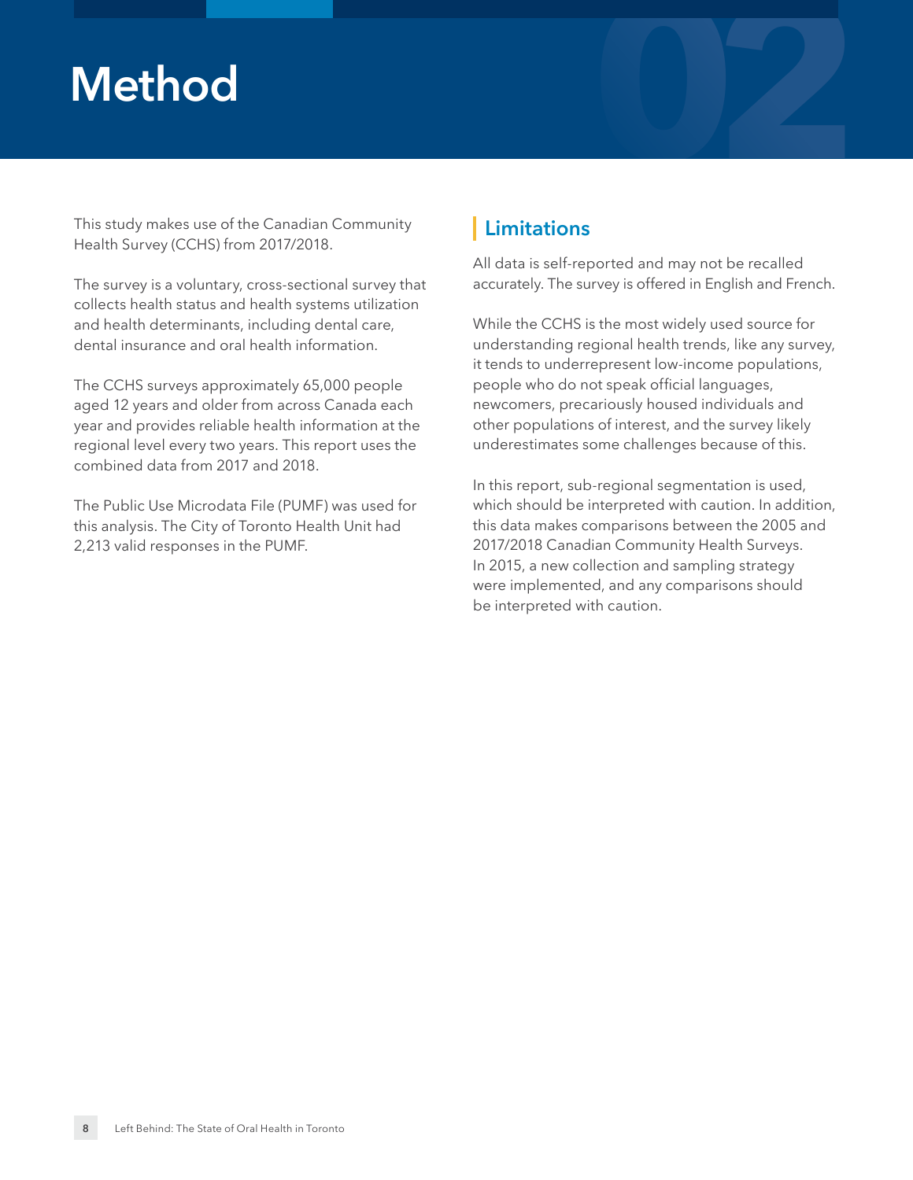# Method

This study makes use of the Canadian Community Health Survey (CCHS) from 2017/2018.

The survey is a voluntary, cross-sectional survey that collects health status and health systems utilization and health determinants, including dental care, dental insurance and oral health information.

The CCHS surveys approximately 65,000 people aged 12 years and older from across Canada each year and provides reliable health information at the regional level every two years. This report uses the combined data from 2017 and 2018.

The Public Use Microdata File (PUMF) was used for this analysis. The City of Toronto Health Unit had 2,213 valid responses in the PUMF.

## Limitations

All data is self-reported and may not be recalled accurately. The survey is offered in English and French.

While the CCHS is the most widely used source for understanding regional health trends, like any survey, it tends to underrepresent low-income populations, people who do not speak official languages, newcomers, precariously housed individuals and other populations of interest, and the survey likely underestimates some challenges because of this.

In this report, sub-regional segmentation is used, which should be interpreted with caution. In addition, this data makes comparisons between the 2005 and 2017/2018 Canadian Community Health Surveys. In 2015, a new collection and sampling strategy were implemented, and any comparisons should be interpreted with caution.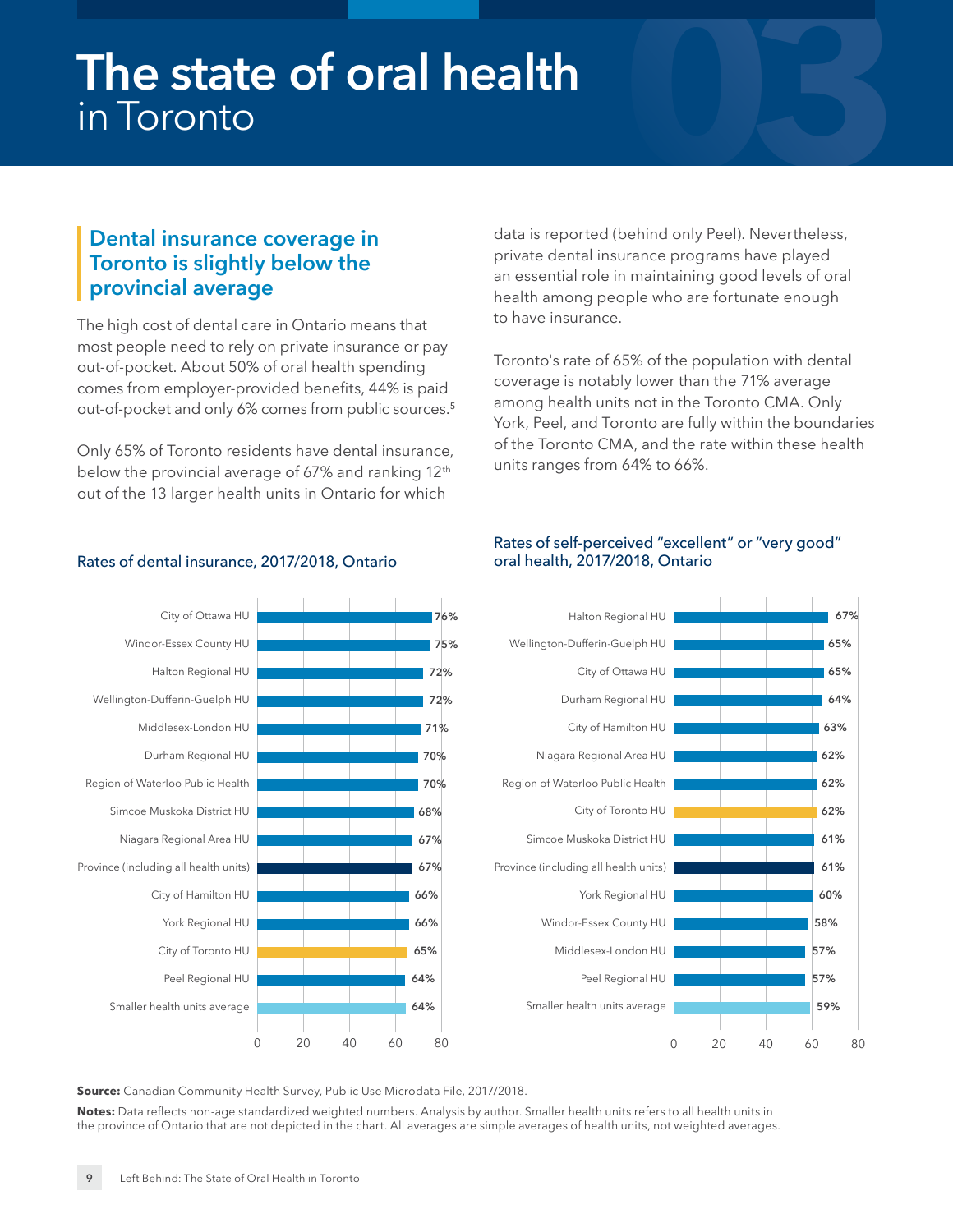# The state of oral health in Toronto

## Dental insurance coverage in Toronto is slightly below the provincial average

The high cost of dental care in Ontario means that most people need to rely on private insurance or pay out-of-pocket. About 50% of oral health spending comes from employer-provided benefits, 44% is paid out-of-pocket and only 6% comes from public sources.[5]

Only 65% of Toronto residents have dental insurance, below the provincial average of 67% and ranking 12th out of the 13 larger health units in Ontario for which data is reported (behind only Peel). Nevertheless, private dental insurance programs have played an essential role in maintaining good levels of oral health among people who are fortunate enough to have insurance.

Toronto's rate of 65% of the population with dental coverage is notably lower than the 71% average among health units not in the Toronto CMA. Only York, Peel, and Toronto are fully within the boundaries of the Toronto CMA, and the rate within these health units ranges from 64% to 66%.

**Rates of dental insurance, 2017/2018, Ontario**

| Health unit | Rate |
|---|---|
| City of Ottawa HU | 76% |
| Windor-Essex County HU | 75% |
| Halton Regional HU | 72% |
| Wellington-Dufferin-Guelph HU | 72% |
| Middlesex-London HU | 71% |
| Durham Regional HU | 70% |
| Region of Waterloo Public Health | 70% |
| Simcoe Muskoka District HU | 68% |
| Niagara Regional Area HU | 67% |
| Province (including all health units) | 67% |
| City of Hamilton HU | 66% |
| York Regional HU | 66% |
| City of Toronto HU | 65% |
| Peel Regional HU | 64% |
| Smaller health units average | 64% |

**Rates of self-perceived "excellent" or "very good" oral health, 2017/2018, Ontario**

| Health unit | Rate |
|---|---|
| Halton Regional HU | 67% |
| Wellington-Dufferin-Guelph HU | 65% |
| City of Ottawa HU | 65% |
| Durham Regional HU | 64% |
| City of Hamilton HU | 63% |
| Niagara Regional Area HU | 62% |
| Region of Waterloo Public Health | 62% |
| City of Toronto HU | 62% |
| Simcoe Muskoka District HU | 61% |
| Province (including all health units) | 61% |
| York Regional HU | 60% |
| Windor-Essex County HU | 58% |
| Middlesex-London HU | 57% |
| Peel Regional HU | 57% |
| Smaller health units average | 59% |

**Source:** Canadian Community Health Survey, Public Use Microdata File, 2017/2018.

**Notes:** Data reflects non-age standardized weighted numbers. Analysis by author. Smaller health units refers to all health units in the province of Ontario that are not depicted in the chart. All averages are simple averages of health units, not weighted averages.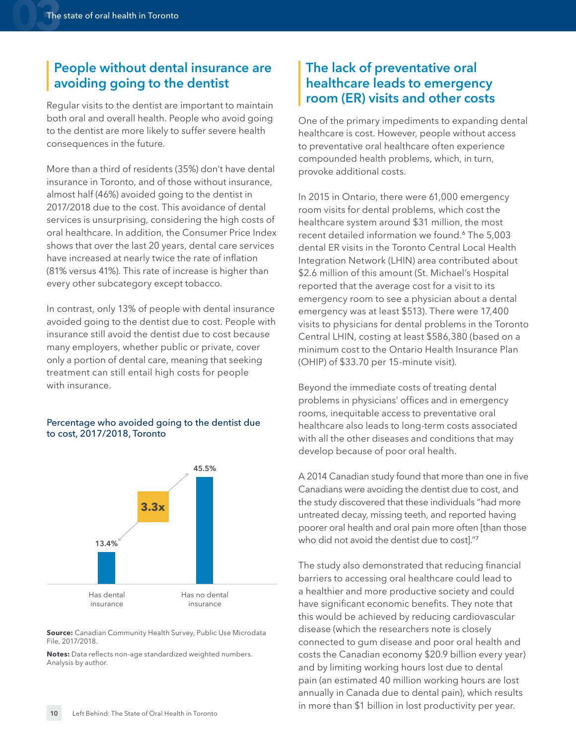## People without dental insurance are avoiding going to the dentist

Regular visits to the dentist are important to maintain both oral and overall health. People who avoid going to the dentist are more likely to suffer severe health consequences in the future.

More than a third of residents (35%) don't have dental insurance in Toronto, and of those without insurance, almost half (46%) avoided going to the dentist in 2017/2018 due to the cost. This avoidance of dental services is unsurprising, considering the high costs of oral healthcare. In addition, the Consumer Price Index shows that over the last 20 years, dental care services have increased at nearly twice the rate of inflation (81% versus 41%). This rate of increase is higher than every other subcategory except tobacco.

In contrast, only 13% of people with dental insurance avoided going to the dentist due to cost. People with insurance still avoid the dentist due to cost because many employers, whether public or private, cover only a portion of dental care, meaning that seeking treatment can still entail high costs for people with insurance.

Percentage who avoided going to the dentist due to cost, 2017/2018, Toronto

| | Has dental insurance | Has no dental insurance |
|---|---|---|
| Percentage | 13.4% | 45.5% |

3.3x

**Source:** Canadian Community Health Survey, Public Use Microdata File, 2017/2018.

**Notes:** Data reflects non-age standardized weighted numbers. Analysis by author.

## The lack of preventative oral healthcare leads to emergency room (ER) visits and other costs

One of the primary impediments to expanding dental healthcare is cost. However, people without access to preventative oral healthcare often experience compounded health problems, which, in turn, provoke additional costs.

In 2015 in Ontario, there were 61,000 emergency room visits for dental problems, which cost the healthcare system around $31 million, the most recent detailed information we found.[6] The 5,003 dental ER visits in the Toronto Central Local Health Integration Network (LHIN) area contributed about $2.6 million of this amount (St. Michael's Hospital reported that the average cost for a visit to its emergency room to see a physician about a dental emergency was at least $513). There were 17,400 visits to physicians for dental problems in the Toronto Central LHIN, costing at least $586,380 (based on a minimum cost to the Ontario Health Insurance Plan (OHIP) of $33.70 per 15-minute visit).

Beyond the immediate costs of treating dental problems in physicians' offices and in emergency rooms, inequitable access to preventative oral healthcare also leads to long-term costs associated with all the other diseases and conditions that may develop because of poor oral health.

A 2014 Canadian study found that more than one in five Canadians were avoiding the dentist due to cost, and the study discovered that these individuals "had more untreated decay, missing teeth, and reported having poorer oral health and oral pain more often [than those who did not avoid the dentist due to cost]."[7]

The study also demonstrated that reducing financial barriers to accessing oral healthcare could lead to a healthier and more productive society and could have significant economic benefits. They note that this would be achieved by reducing cardiovascular disease (which the researchers note is closely connected to gum disease and poor oral health and costs the Canadian economy $20.9 billion every year) and by limiting working hours lost due to dental pain (an estimated 40 million working hours are lost annually in Canada due to dental pain), which results in more than $1 billion in lost productivity per year.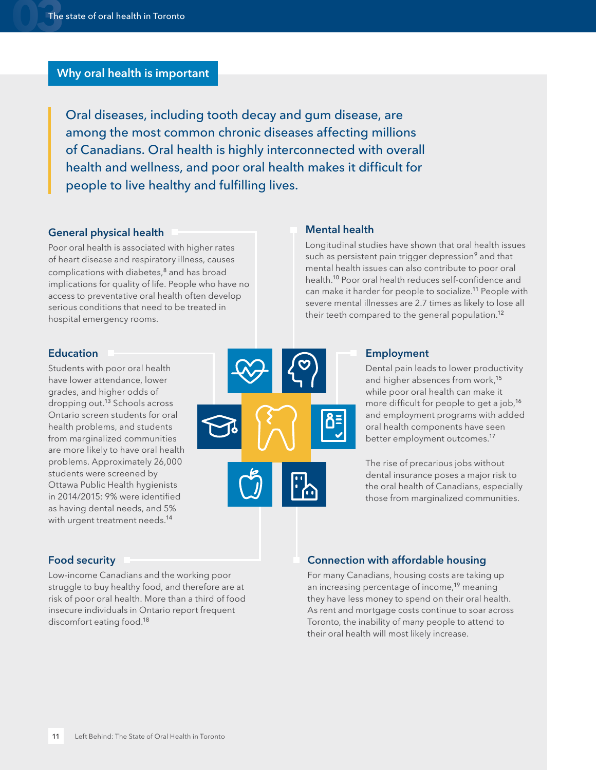## Why oral health is important

> Oral diseases, including tooth decay and gum disease, are among the most common chronic diseases affecting millions of Canadians. Oral health is highly interconnected with overall health and wellness, and poor oral health makes it difficult for people to live healthy and fulfilling lives.

### General physical health

Poor oral health is associated with higher rates of heart disease and respiratory illness, causes complications with diabetes,[8] and has broad implications for quality of life. People who have no access to preventative oral health often develop serious conditions that need to be treated in hospital emergency rooms.

### Education

Students with poor oral health have lower attendance, lower grades, and higher odds of dropping out.[13] Schools across Ontario screen students for oral health problems, and students from marginalized communities are more likely to have oral health problems. Approximately 26,000 students were screened by Ottawa Public Health hygienists in 2014/2015: 9% were identified as having dental needs, and 5% with urgent treatment needs.[14]

### Food security

Low-income Canadians and the working poor struggle to buy healthy food, and therefore are at risk of poor oral health. More than a third of food insecure individuals in Ontario report frequent discomfort eating food.[18]

### Mental health

Longitudinal studies have shown that oral health issues such as persistent pain trigger depression[9] and that mental health issues can also contribute to poor oral health.[10] Poor oral health reduces self-confidence and can make it harder for people to socialize.[11] People with severe mental illnesses are 2.7 times as likely to lose all their teeth compared to the general population.[12]

### Employment

Dental pain leads to lower productivity and higher absences from work,[15] while poor oral health can make it more difficult for people to get a job,[16] and employment programs with added oral health components have seen better employment outcomes.[17]

The rise of precarious jobs without dental insurance poses a major risk to the oral health of Canadians, especially those from marginalized communities.

### Connection with affordable housing

For many Canadians, housing costs are taking up an increasing percentage of income,[19] meaning they have less money to spend on their oral health. As rent and mortgage costs continue to soar across Toronto, the inability of many people to attend to their oral health will most likely increase.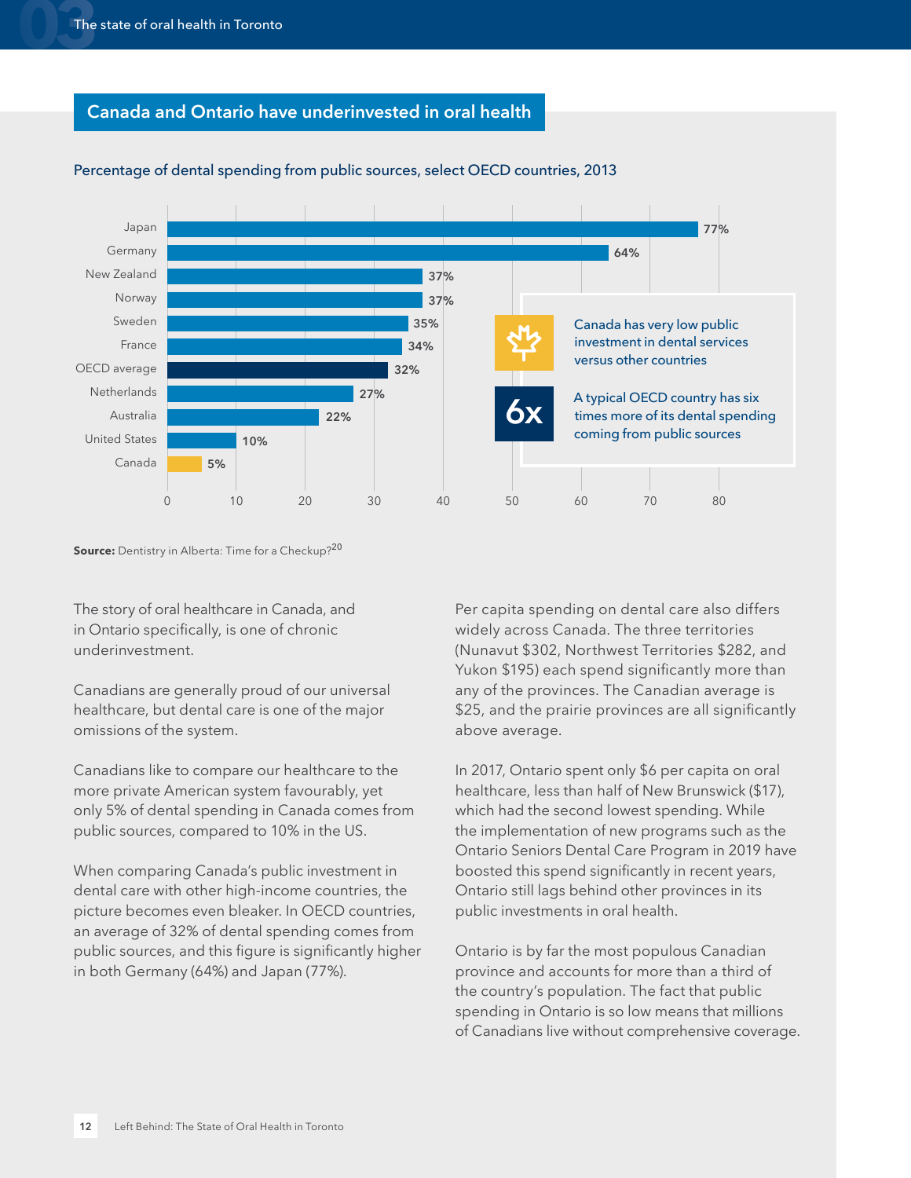## Canada and Ontario have underinvested in oral health

Percentage of dental spending from public sources, select OECD countries, 2013

| Country | Percentage |
|---|---|
| Japan | 77% |
| Germany | 64% |
| New Zealand | 37% |
| Norway | 37% |
| Sweden | 35% |
| France | 34% |
| OECD average | 32% |
| Netherlands | 27% |
| Australia | 22% |
| United States | 10% |
| Canada | 5% |

Canada has very low public investment in dental services versus other countries

**6x** A typical OECD country has six times more of its dental spending coming from public sources

**Source:** Dentistry in Alberta: Time for a Checkup?[20]

The story of oral healthcare in Canada, and in Ontario specifically, is one of chronic underinvestment.

Canadians are generally proud of our universal healthcare, but dental care is one of the major omissions of the system.

Canadians like to compare our healthcare to the more private American system favourably, yet only 5% of dental spending in Canada comes from public sources, compared to 10% in the US.

When comparing Canada's public investment in dental care with other high-income countries, the picture becomes even bleaker. In OECD countries, an average of 32% of dental spending comes from public sources, and this figure is significantly higher in both Germany (64%) and Japan (77%).

Per capita spending on dental care also differs widely across Canada. The three territories (Nunavut $302, Northwest Territories $282, and Yukon $195) each spend significantly more than any of the provinces. The Canadian average is $25, and the prairie provinces are all significantly above average.

In 2017, Ontario spent only $6 per capita on oral healthcare, less than half of New Brunswick ($17), which had the second lowest spending. While the implementation of new programs such as the Ontario Seniors Dental Care Program in 2019 have boosted this spend significantly in recent years, Ontario still lags behind other provinces in its public investments in oral health.

Ontario is by far the most populous Canadian province and accounts for more than a third of the country's population. The fact that public spending in Ontario is so low means that millions of Canadians live without comprehensive coverage.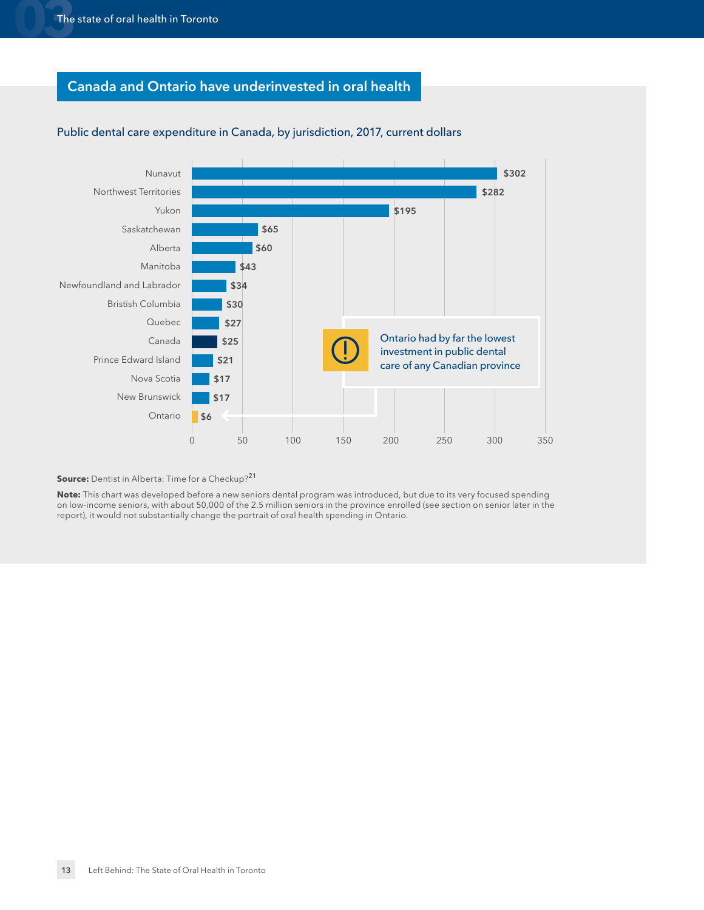## Canada and Ontario have underinvested in oral health

Public dental care expenditure in Canada, by jurisdiction, 2017, current dollars

| Jurisdiction | Expenditure |
| --- | --- |
| Nunavut | $302 |
| Northwest Territories | $282 |
| Yukon | $195 |
| Saskatchewan | $65 |
| Alberta | $60 |
| Manitoba | $43 |
| Newfoundland and Labrador | $34 |
| Bristish Columbia | $30 |
| Quebec | $27 |
| Canada | $25 |
| Prince Edward Island | $21 |
| Nova Scotia | $17 |
| New Brunswick | $17 |
| Ontario | $6 |

Ontario had by far the lowest investment in public dental care of any Canadian province

**Source:** Dentist in Alberta: Time for a Checkup?[21]

**Note:** This chart was developed before a new seniors dental program was introduced, but due to its very focused spending on low-income seniors, with about 50,000 of the 2.5 million seniors in the province enrolled (see section on senior later in the report), it would not substantially change the portrait of oral health spending in Ontario.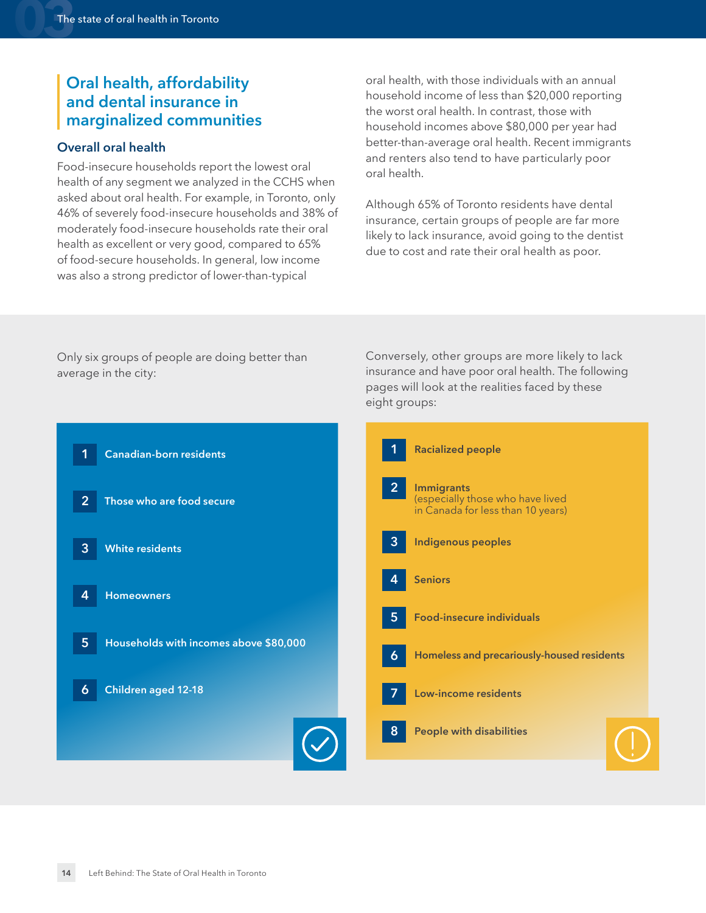## Oral health, affordability and dental insurance in marginalized communities

### Overall oral health

Food-insecure households report the lowest oral health of any segment we analyzed in the CCHS when asked about oral health. For example, in Toronto, only 46% of severely food-insecure households and 38% of moderately food-insecure households rate their oral health as excellent or very good, compared to 65% of food-secure households. In general, low income was also a strong predictor of lower-than-typical oral health, with those individuals with an annual household income of less than $20,000 reporting the worst oral health. In contrast, those with household incomes above $80,000 per year had better-than-average oral health. Recent immigrants and renters also tend to have particularly poor oral health.

Although 65% of Toronto residents have dental insurance, certain groups of people are far more likely to lack insurance, avoid going to the dentist due to cost and rate their oral health as poor.

Only six groups of people are doing better than average in the city:

1. **Canadian-born residents**
2. **Those who are food secure**
3. **White residents**
4. **Homeowners**
5. **Households with incomes above $80,000**
6. **Children aged 12-18**

Conversely, other groups are more likely to lack insurance and have poor oral health. The following pages will look at the realities faced by these eight groups:

1. **Racialized people**
2. **Immigrants** (especially those who have lived in Canada for less than 10 years)
3. **Indigenous peoples**
4. **Seniors**
5. **Food-insecure individuals**
6. **Homeless and precariously-housed residents**
7. **Low-income residents**
8. **People with disabilities**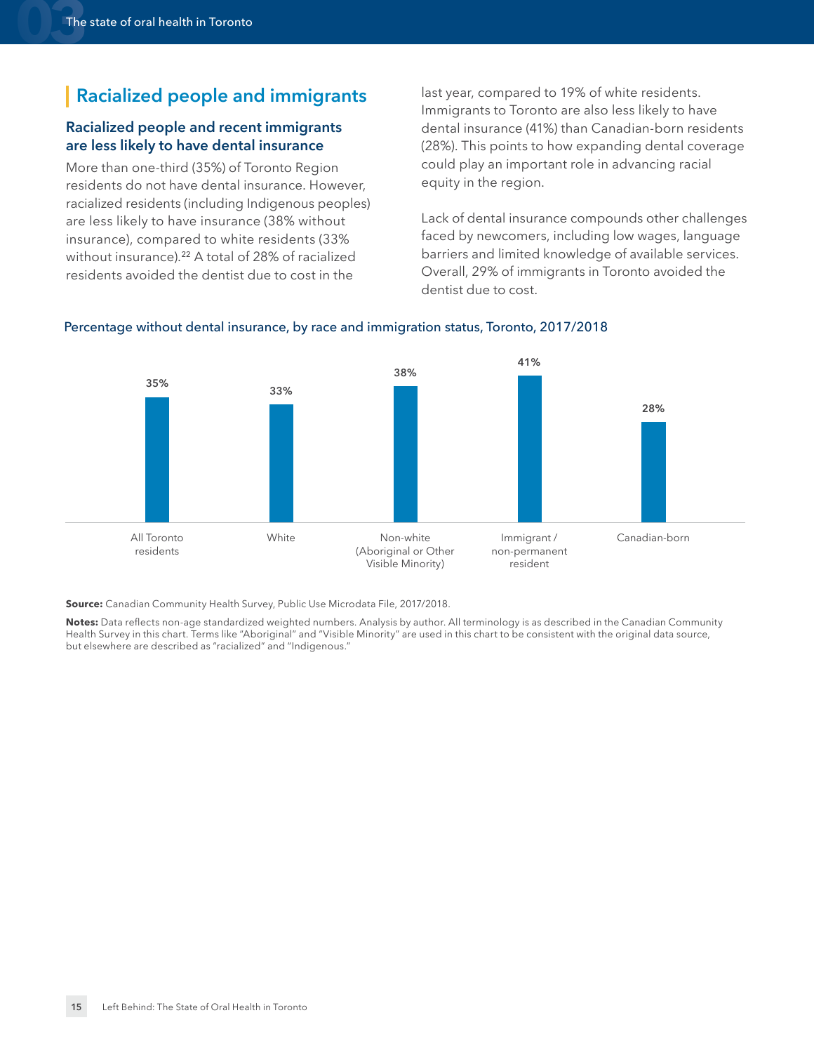## Racialized people and immigrants

### Racialized people and recent immigrants are less likely to have dental insurance

More than one-third (35%) of Toronto Region residents do not have dental insurance. However, racialized residents (including Indigenous peoples) are less likely to have insurance (38% without insurance), compared to white residents (33% without insurance).[22] A total of 28% of racialized residents avoided the dentist due to cost in the last year, compared to 19% of white residents. Immigrants to Toronto are also less likely to have dental insurance (41%) than Canadian-born residents (28%). This points to how expanding dental coverage could play an important role in advancing racial equity in the region.

Lack of dental insurance compounds other challenges faced by newcomers, including low wages, language barriers and limited knowledge of available services. Overall, 29% of immigrants in Toronto avoided the dentist due to cost.

Percentage without dental insurance, by race and immigration status, Toronto, 2017/2018

| Group | Percentage without dental insurance |
| --- | --- |
| All Toronto residents | 35% |
| White | 33% |
| Non-white (Aboriginal or Other Visible Minority) | 38% |
| Immigrant / non-permanent resident | 41% |
| Canadian-born | 28% |

**Source:** Canadian Community Health Survey, Public Use Microdata File, 2017/2018.

**Notes:** Data reflects non-age standardized weighted numbers. Analysis by author. All terminology is as described in the Canadian Community Health Survey in this chart. Terms like "Aboriginal" and "Visible Minority" are used in this chart to be consistent with the original data source, but elsewhere are described as "racialized" and "Indigenous."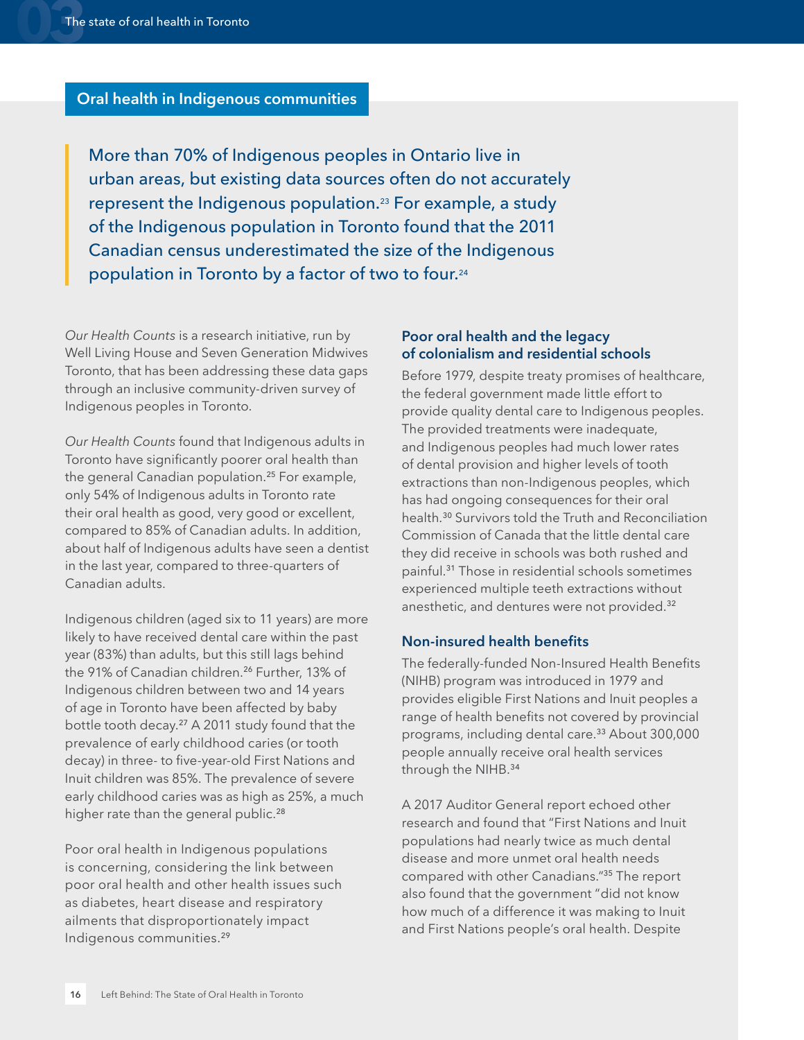## Oral health in Indigenous communities

> More than 70% of Indigenous peoples in Ontario live in urban areas, but existing data sources often do not accurately represent the Indigenous population.[23] For example, a study of the Indigenous population in Toronto found that the 2011 Canadian census underestimated the size of the Indigenous population in Toronto by a factor of two to four.[24]

*Our Health Counts* is a research initiative, run by Well Living House and Seven Generation Midwives Toronto, that has been addressing these data gaps through an inclusive community-driven survey of Indigenous peoples in Toronto.

*Our Health Counts* found that Indigenous adults in Toronto have significantly poorer oral health than the general Canadian population.[25] For example, only 54% of Indigenous adults in Toronto rate their oral health as good, very good or excellent, compared to 85% of Canadian adults. In addition, about half of Indigenous adults have seen a dentist in the last year, compared to three-quarters of Canadian adults.

Indigenous children (aged six to 11 years) are more likely to have received dental care within the past year (83%) than adults, but this still lags behind the 91% of Canadian children.[26] Further, 13% of Indigenous children between two and 14 years of age in Toronto have been affected by baby bottle tooth decay.[27] A 2011 study found that the prevalence of early childhood caries (or tooth decay) in three- to five-year-old First Nations and Inuit children was 85%. The prevalence of severe early childhood caries was as high as 25%, a much higher rate than the general public.[28]

Poor oral health in Indigenous populations is concerning, considering the link between poor oral health and other health issues such as diabetes, heart disease and respiratory ailments that disproportionately impact Indigenous communities.[29]

### Poor oral health and the legacy of colonialism and residential schools

Before 1979, despite treaty promises of healthcare, the federal government made little effort to provide quality dental care to Indigenous peoples. The provided treatments were inadequate, and Indigenous peoples had much lower rates of dental provision and higher levels of tooth extractions than non-Indigenous peoples, which has had ongoing consequences for their oral health.[30] Survivors told the Truth and Reconciliation Commission of Canada that the little dental care they did receive in schools was both rushed and painful.[31] Those in residential schools sometimes experienced multiple teeth extractions without anesthetic, and dentures were not provided.[32]

### Non-insured health benefits

The federally-funded Non-Insured Health Benefits (NIHB) program was introduced in 1979 and provides eligible First Nations and Inuit peoples a range of health benefits not covered by provincial programs, including dental care.[33] About 300,000 people annually receive oral health services through the NIHB.[34]

A 2017 Auditor General report echoed other research and found that "First Nations and Inuit populations had nearly twice as much dental disease and more unmet oral health needs compared with other Canadians."[35] The report also found that the government "did not know how much of a difference it was making to Inuit and First Nations people's oral health. Despite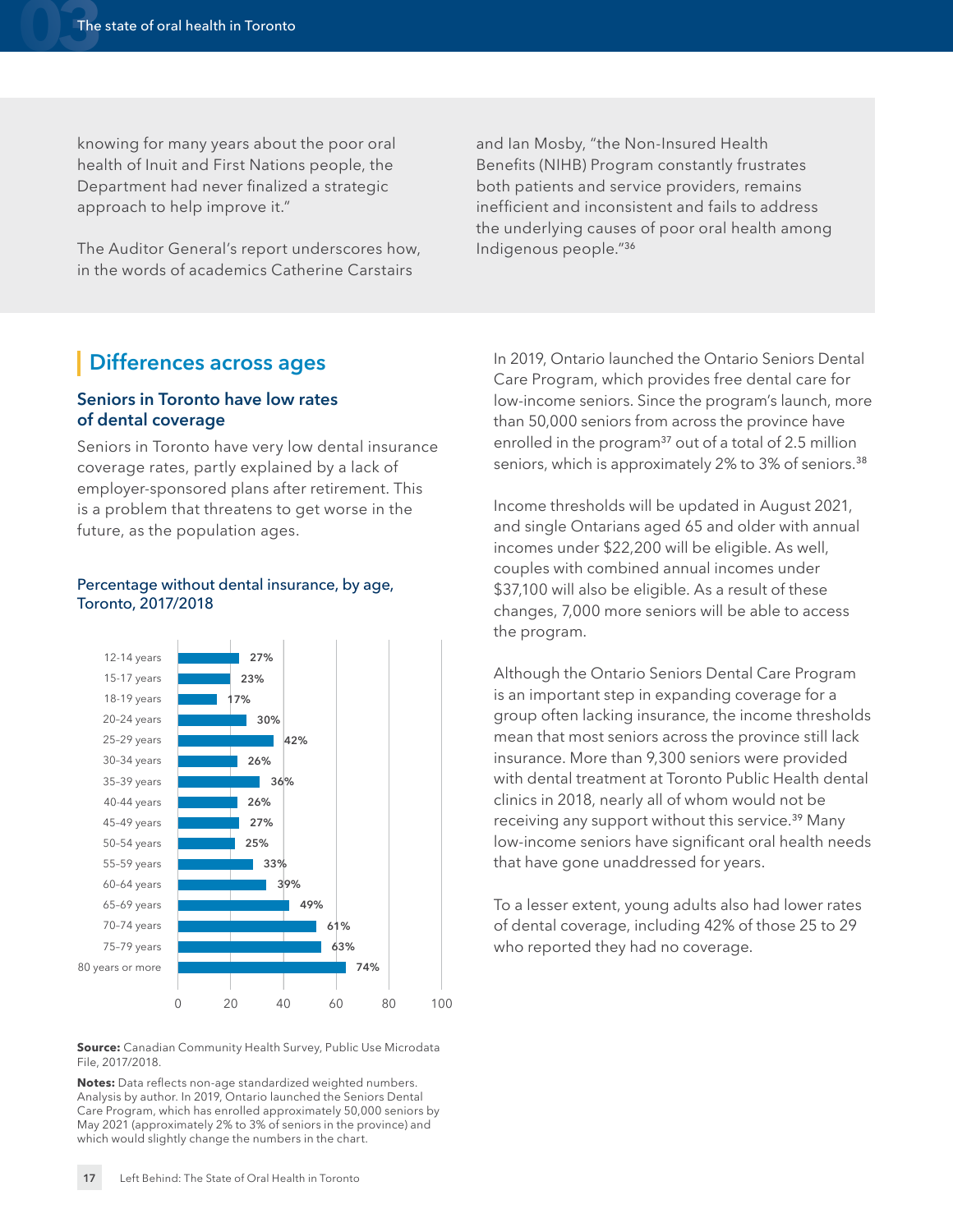knowing for many years about the poor oral health of Inuit and First Nations people, the Department had never finalized a strategic approach to help improve it."

The Auditor General's report underscores how, in the words of academics Catherine Carstairs and Ian Mosby, "the Non-Insured Health Benefits (NIHB) Program constantly frustrates both patients and service providers, remains inefficient and inconsistent and fails to address the underlying causes of poor oral health among Indigenous people."[36]

## Differences across ages

### Seniors in Toronto have low rates of dental coverage

Seniors in Toronto have very low dental insurance coverage rates, partly explained by a lack of employer-sponsored plans after retirement. This is a problem that threatens to get worse in the future, as the population ages.

**Percentage without dental insurance, by age, Toronto, 2017/2018**

| Age | Percentage without dental insurance |
| --- | --- |
| 12-14 years | 27% |
| 15-17 years | 23% |
| 18-19 years | 17% |
| 20-24 years | 30% |
| 25-29 years | 42% |
| 30-34 years | 26% |
| 35-39 years | 36% |
| 40-44 years | 26% |
| 45-49 years | 27% |
| 50-54 years | 25% |
| 55-59 years | 33% |
| 60-64 years | 39% |
| 65-69 years | 49% |
| 70-74 years | 61% |
| 75-79 years | 63% |
| 80 years or more | 74% |

**Source:** Canadian Community Health Survey, Public Use Microdata File, 2017/2018.

**Notes:** Data reflects non-age standardized weighted numbers. Analysis by author. In 2019, Ontario launched the Seniors Dental Care Program, which has enrolled approximately 50,000 seniors by May 2021 (approximately 2% to 3% of seniors in the province) and which would slightly change the numbers in the chart.

In 2019, Ontario launched the Ontario Seniors Dental Care Program, which provides free dental care for low-income seniors. Since the program's launch, more than 50,000 seniors from across the province have enrolled in the program[37] out of a total of 2.5 million seniors, which is approximately 2% to 3% of seniors.[38]

Income thresholds will be updated in August 2021, and single Ontarians aged 65 and older with annual incomes under $22,200 will be eligible. As well, couples with combined annual incomes under $37,100 will also be eligible. As a result of these changes, 7,000 more seniors will be able to access the program.

Although the Ontario Seniors Dental Care Program is an important step in expanding coverage for a group often lacking insurance, the income thresholds mean that most seniors across the province still lack insurance. More than 9,300 seniors were provided with dental treatment at Toronto Public Health dental clinics in 2018, nearly all of whom would not be receiving any support without this service.[39] Many low-income seniors have significant oral health needs that have gone unaddressed for years.

To a lesser extent, young adults also had lower rates of dental coverage, including 42% of those 25 to 29 who reported they had no coverage.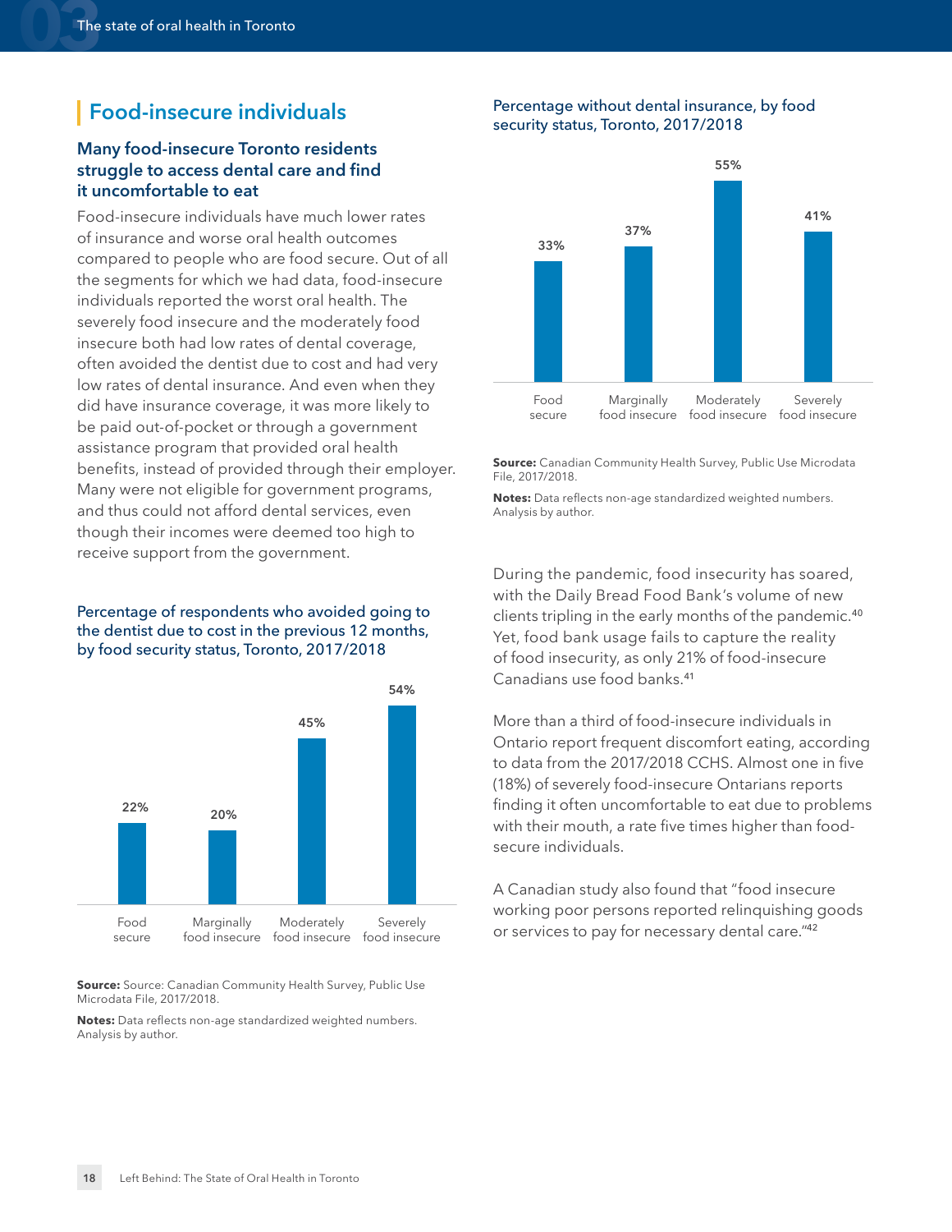## Food-insecure individuals

### Many food-insecure Toronto residents struggle to access dental care and find it uncomfortable to eat

Food-insecure individuals have much lower rates of insurance and worse oral health outcomes compared to people who are food secure. Out of all the segments for which we had data, food-insecure individuals reported the worst oral health. The severely food insecure and the moderately food insecure both had low rates of dental coverage, often avoided the dentist due to cost and had very low rates of dental insurance. And even when they did have insurance coverage, it was more likely to be paid out-of-pocket or through a government assistance program that provided oral health benefits, instead of provided through their employer. Many were not eligible for government programs, and thus could not afford dental services, even though their incomes were deemed too high to receive support from the government.

**Percentage of respondents who avoided going to the dentist due to cost in the previous 12 months, by food security status, Toronto, 2017/2018**

| Food security status | Percentage |
|---|---|
| Food secure | 22% |
| Marginally food insecure | 20% |
| Moderately food insecure | 45% |
| Severely food insecure | 54% |

**Source:** Source: Canadian Community Health Survey, Public Use Microdata File, 2017/2018.

**Notes:** Data reflects non-age standardized weighted numbers. Analysis by author.

**Percentage without dental insurance, by food security status, Toronto, 2017/2018**

| Food security status | Percentage |
|---|---|
| Food secure | 33% |
| Marginally food insecure | 37% |
| Moderately food insecure | 55% |
| Severely food insecure | 41% |

**Source:** Canadian Community Health Survey, Public Use Microdata File, 2017/2018.

**Notes:** Data reflects non-age standardized weighted numbers. Analysis by author.

During the pandemic, food insecurity has soared, with the Daily Bread Food Bank's volume of new clients tripling in the early months of the pandemic.[40] Yet, food bank usage fails to capture the reality of food insecurity, as only 21% of food-insecure Canadians use food banks.[41]

More than a third of food-insecure individuals in Ontario report frequent discomfort eating, according to data from the 2017/2018 CCHS. Almost one in five (18%) of severely food-insecure Ontarians reports finding it often uncomfortable to eat due to problems with their mouth, a rate five times higher than food-secure individuals.

A Canadian study also found that "food insecure working poor persons reported relinquishing goods or services to pay for necessary dental care."[42]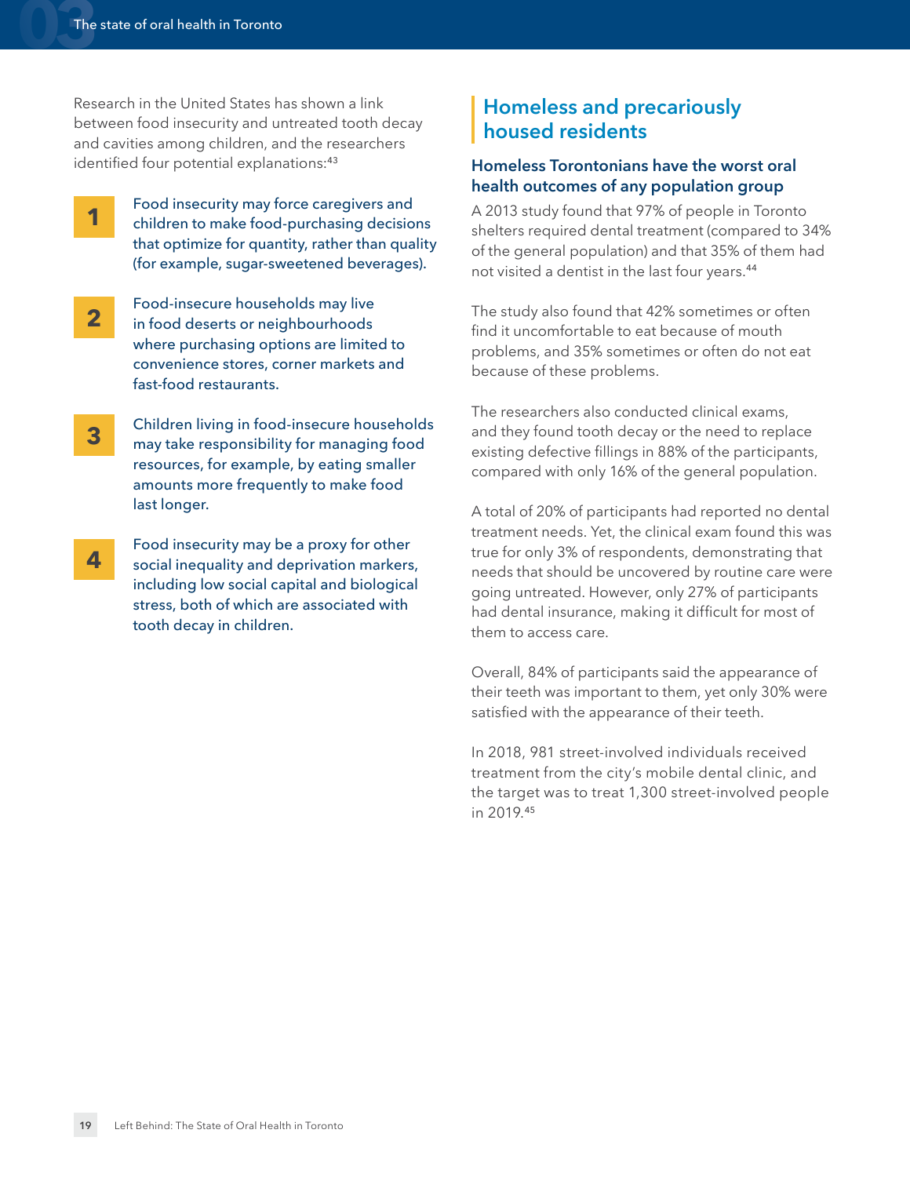Research in the United States has shown a link between food insecurity and untreated tooth decay and cavities among children, and the researchers identified four potential explanations:[43]

1. Food insecurity may force caregivers and children to make food-purchasing decisions that optimize for quantity, rather than quality (for example, sugar-sweetened beverages).
2. Food-insecure households may live in food deserts or neighbourhoods where purchasing options are limited to convenience stores, corner markets and fast-food restaurants.
3. Children living in food-insecure households may take responsibility for managing food resources, for example, by eating smaller amounts more frequently to make food last longer.
4. Food insecurity may be a proxy for other social inequality and deprivation markers, including low social capital and biological stress, both of which are associated with tooth decay in children.

## Homeless and precariously housed residents

### Homeless Torontonians have the worst oral health outcomes of any population group

A 2013 study found that 97% of people in Toronto shelters required dental treatment (compared to 34% of the general population) and that 35% of them had not visited a dentist in the last four years.[44]

The study also found that 42% sometimes or often find it uncomfortable to eat because of mouth problems, and 35% sometimes or often do not eat because of these problems.

The researchers also conducted clinical exams, and they found tooth decay or the need to replace existing defective fillings in 88% of the participants, compared with only 16% of the general population.

A total of 20% of participants had reported no dental treatment needs. Yet, the clinical exam found this was true for only 3% of respondents, demonstrating that needs that should be uncovered by routine care were going untreated. However, only 27% of participants had dental insurance, making it difficult for most of them to access care.

Overall, 84% of participants said the appearance of their teeth was important to them, yet only 30% were satisfied with the appearance of their teeth.

In 2018, 981 street-involved individuals received treatment from the city's mobile dental clinic, and the target was to treat 1,300 street-involved people in 2019.[45]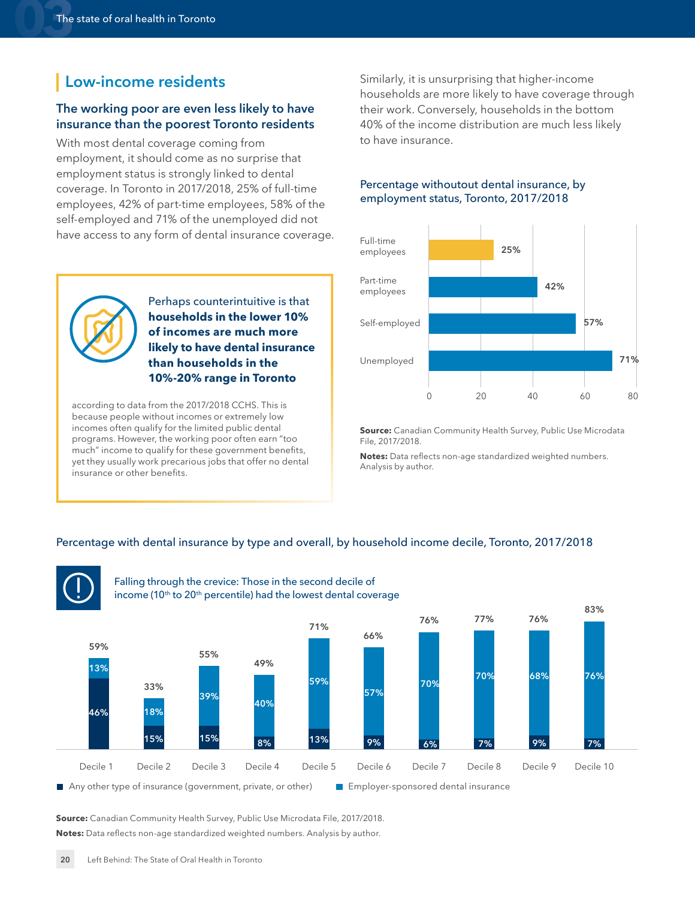## Low-income residents

### The working poor are even less likely to have insurance than the poorest Toronto residents

With most dental coverage coming from employment, it should come as no surprise that employment status is strongly linked to dental coverage. In Toronto in 2017/2018, 25% of full-time employees, 42% of part-time employees, 58% of the self-employed and 71% of the unemployed did not have access to any form of dental insurance coverage.

> Perhaps counterintuitive is that **households in the lower 10% of incomes are much more likely to have dental insurance than households in the 10%-20% range in Toronto**
>
> according to data from the 2017/2018 CCHS. This is because people without incomes or extremely low incomes often qualify for the limited public dental programs. However, the working poor often earn "too much" income to qualify for these government benefits, yet they usually work precarious jobs that offer no dental insurance or other benefits.

Similarly, it is unsurprising that higher-income households are more likely to have coverage through their work. Conversely, households in the bottom 40% of the income distribution are much less likely to have insurance.

**Percentage withoutout dental insurance, by employment status, Toronto, 2017/2018**

| Employment status | Percentage without dental insurance |
|---|---|
| Full-time employees | 25% |
| Part-time employees | 42% |
| Self-employed | 57% |
| Unemployed | 71% |

**Source:** Canadian Community Health Survey, Public Use Microdata File, 2017/2018.

**Notes:** Data reflects non-age standardized weighted numbers. Analysis by author.

**Percentage with dental insurance by type and overall, by household income decile, Toronto, 2017/2018**

Falling through the crevice: Those in the second decile of income (10th to 20th percentile) had the lowest dental coverage

| Decile | Any other type of insurance (government, private, or other) | Employer-sponsored dental insurance | Overall |
|---|---|---|---|
| Decile 1 | 46% | 13% | 59% |
| Decile 2 | 15% | 18% | 33% |
| Decile 3 | 15% | 39% | 55% |
| Decile 4 | 8% | 40% | 49% |
| Decile 5 | 13% | 59% | 71% |
| Decile 6 | 9% | 57% | 66% |
| Decile 7 | 6% | 70% | 76% |
| Decile 8 | 7% | 70% | 77% |
| Decile 9 | 9% | 68% | 76% |
| Decile 10 | 7% | 76% | 83% |

**Source:** Canadian Community Health Survey, Public Use Microdata File, 2017/2018.

**Notes:** Data reflects non-age standardized weighted numbers. Analysis by author.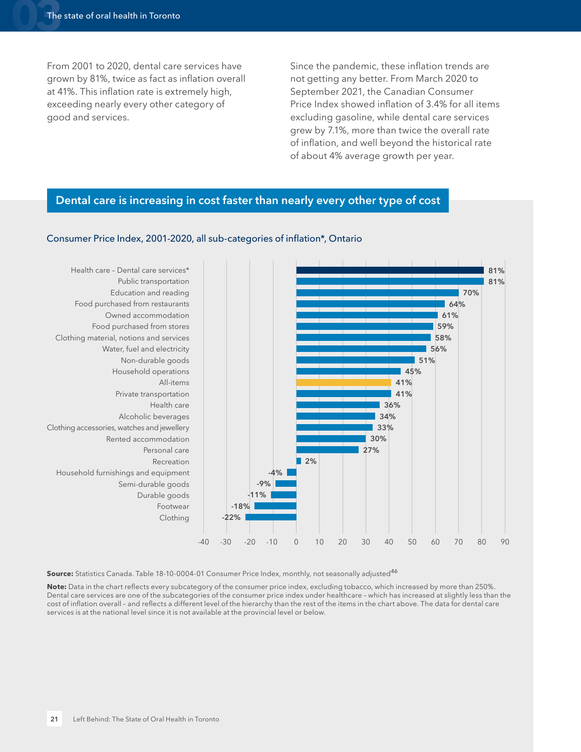From 2001 to 2020, dental care services have grown by 81%, twice as fact as inflation overall at 41%. This inflation rate is extremely high, exceeding nearly every other category of good and services.

Since the pandemic, these inflation trends are not getting any better. From March 2020 to September 2021, the Canadian Consumer Price Index showed inflation of 3.4% for all items excluding gasoline, while dental care services grew by 7.1%, more than twice the overall rate of inflation, and well beyond the historical rate of about 4% average growth per year.

## Dental care is increasing in cost faster than nearly every other type of cost

### Consumer Price Index, 2001-2020, all sub-categories of inflation*, Ontario

| Category | Change |
| --- | --- |
| Health care – Dental care services* | 81% |
| Public transportation | 81% |
| Education and reading | 70% |
| Food purchased from restaurants | 64% |
| Owned accommodation | 61% |
| Food purchased from stores | 59% |
| Clothing material, notions and services | 58% |
| Water, fuel and electricity | 56% |
| Non-durable goods | 51% |
| Household operations | 45% |
| All-items | 41% |
| Private transportation | 41% |
| Health care | 36% |
| Alcoholic beverages | 34% |
| Clothing accessories, watches and jewellery | 33% |
| Rented accommodation | 30% |
| Personal care | 27% |
| Recreation | 2% |
| Household furnishings and equipment | -4% |
| Semi-durable goods | -9% |
| Durable goods | -11% |
| Footwear | -18% |
| Clothing | -22% |

**Source:** Statistics Canada. Table 18-10-0004-01 Consumer Price Index, monthly, not seasonally adjusted[46]

**Note:** Data in the chart reflects every subcategory of the consumer price index, excluding tobacco, which increased by more than 250%. Dental care services are one of the subcategories of the consumer price index under healthcare – which has increased at slightly less than the cost of inflation overall – and reflects a different level of the hierarchy than the rest of the items in the chart above. The data for dental care services is at the national level since it is not available at the provincial level or below.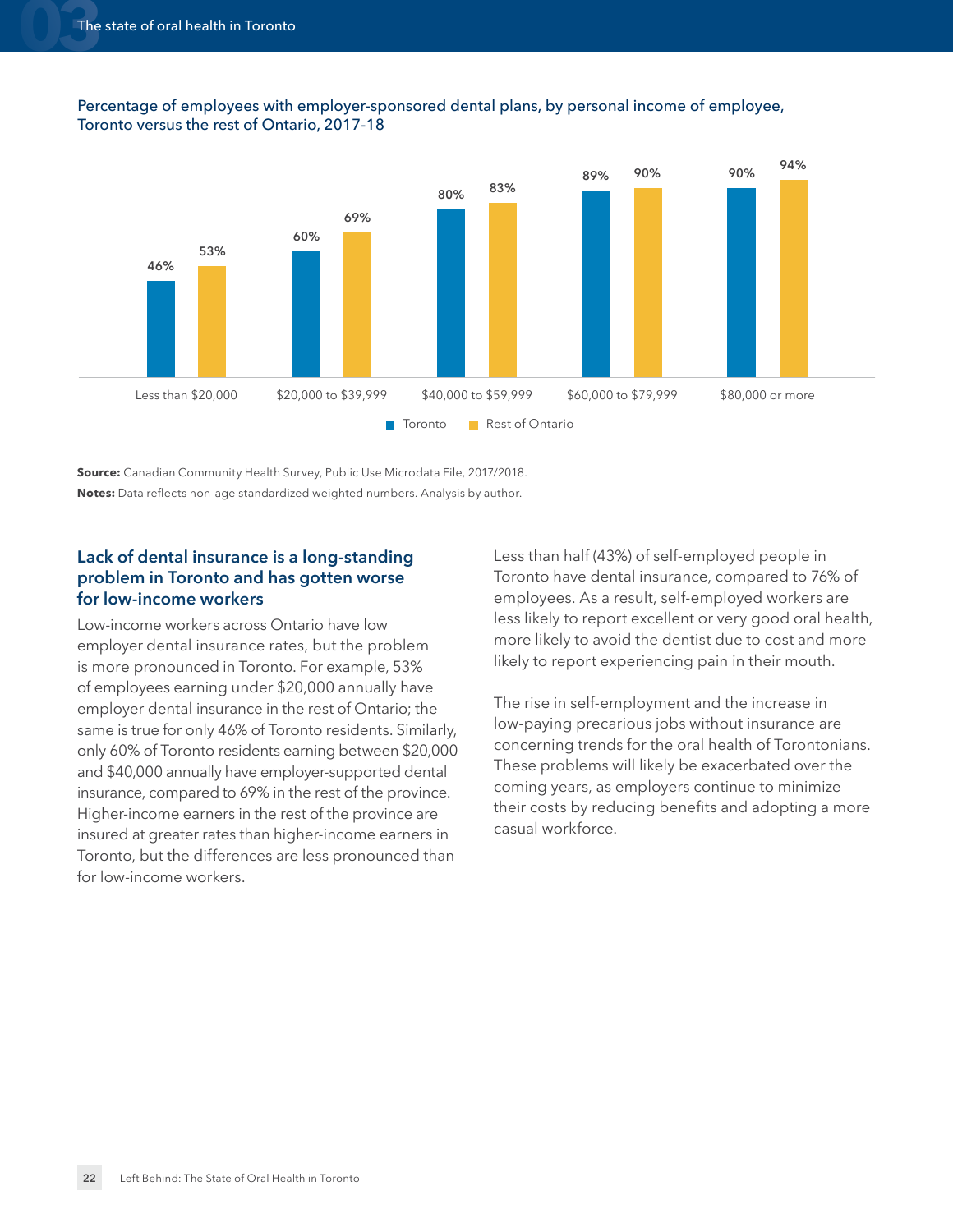Percentage of employees with employer-sponsored dental plans, by personal income of employee, Toronto versus the rest of Ontario, 2017-18

| Personal income | Toronto | Rest of Ontario |
|---|---|---|
| Less than $20,000 | 46% | 53% |
| $20,000 to $39,999 | 60% | 69% |
| $40,000 to $59,999 | 80% | 83% |
| $60,000 to $79,999 | 89% | 90% |
| $80,000 or more | 90% | 94% |

**Source:** Canadian Community Health Survey, Public Use Microdata File, 2017/2018.

**Notes:** Data reflects non-age standardized weighted numbers. Analysis by author.

## Lack of dental insurance is a long-standing problem in Toronto and has gotten worse for low-income workers

Low-income workers across Ontario have low employer dental insurance rates, but the problem is more pronounced in Toronto. For example, 53% of employees earning under $20,000 annually have employer dental insurance in the rest of Ontario; the same is true for only 46% of Toronto residents. Similarly, only 60% of Toronto residents earning between $20,000 and $40,000 annually have employer-supported dental insurance, compared to 69% in the rest of the province. Higher-income earners in the rest of the province are insured at greater rates than higher-income earners in Toronto, but the differences are less pronounced than for low-income workers.

Less than half (43%) of self-employed people in Toronto have dental insurance, compared to 76% of employees. As a result, self-employed workers are less likely to report excellent or very good oral health, more likely to avoid the dentist due to cost and more likely to report experiencing pain in their mouth.

The rise in self-employment and the increase in low-paying precarious jobs without insurance are concerning trends for the oral health of Torontonians. These problems will likely be exacerbated over the coming years, as employers continue to minimize their costs by reducing benefits and adopting a more casual workforce.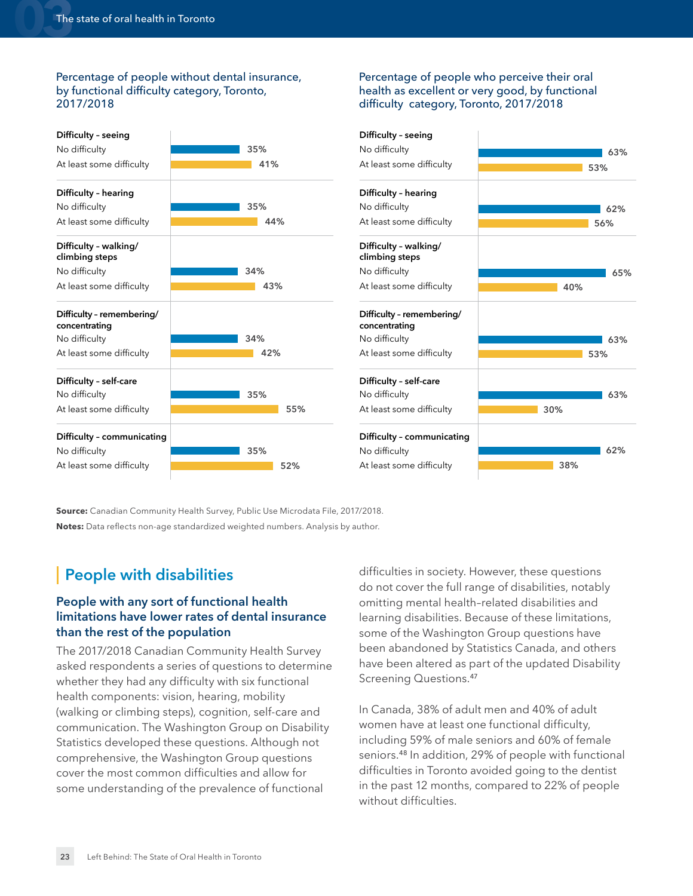### Percentage of people without dental insurance, by functional difficulty category, Toronto, 2017/2018

| Category | Percentage |
| --- | --- |
| **Difficulty - seeing** | |
| No difficulty | 35% |
| At least some difficulty | 41% |
| **Difficulty - hearing** | |
| No difficulty | 35% |
| At least some difficulty | 44% |
| **Difficulty - walking/ climbing steps** | |
| No difficulty | 34% |
| At least some difficulty | 43% |
| **Difficulty - remembering/ concentrating** | |
| No difficulty | 34% |
| At least some difficulty | 42% |
| **Difficulty - self-care** | |
| No difficulty | 35% |
| At least some difficulty | 55% |
| **Difficulty - communicating** | |
| No difficulty | 35% |
| At least some difficulty | 52% |

### Percentage of people who perceive their oral health as excellent or very good, by functional difficulty category, Toronto, 2017/2018

| Category | Percentage |
| --- | --- |
| **Difficulty - seeing** | |
| No difficulty | 63% |
| At least some difficulty | 53% |
| **Difficulty - hearing** | |
| No difficulty | 62% |
| At least some difficulty | 56% |
| **Difficulty - walking/ climbing steps** | |
| No difficulty | 65% |
| At least some difficulty | 40% |
| **Difficulty - remembering/ concentrating** | |
| No difficulty | 63% |
| At least some difficulty | 53% |
| **Difficulty - self-care** | |
| No difficulty | 63% |
| At least some difficulty | 30% |
| **Difficulty - communicating** | |
| No difficulty | 62% |
| At least some difficulty | 38% |

**Source:** Canadian Community Health Survey, Public Use Microdata File, 2017/2018.

**Notes:** Data reflects non-age standardized weighted numbers. Analysis by author.

## People with disabilities

### People with any sort of functional health limitations have lower rates of dental insurance than the rest of the population

The 2017/2018 Canadian Community Health Survey asked respondents a series of questions to determine whether they had any difficulty with six functional health components: vision, hearing, mobility (walking or climbing steps), cognition, self-care and communication. The Washington Group on Disability Statistics developed these questions. Although not comprehensive, the Washington Group questions cover the most common difficulties and allow for some understanding of the prevalence of functional difficulties in society. However, these questions do not cover the full range of disabilities, notably omitting mental health-related disabilities and learning disabilities. Because of these limitations, some of the Washington Group questions have been abandoned by Statistics Canada, and others have been altered as part of the updated Disability Screening Questions.[47]

In Canada, 38% of adult men and 40% of adult women have at least one functional difficulty, including 59% of male seniors and 60% of female seniors.[48] In addition, 29% of people with functional difficulties in Toronto avoided going to the dentist in the past 12 months, compared to 22% of people without difficulties.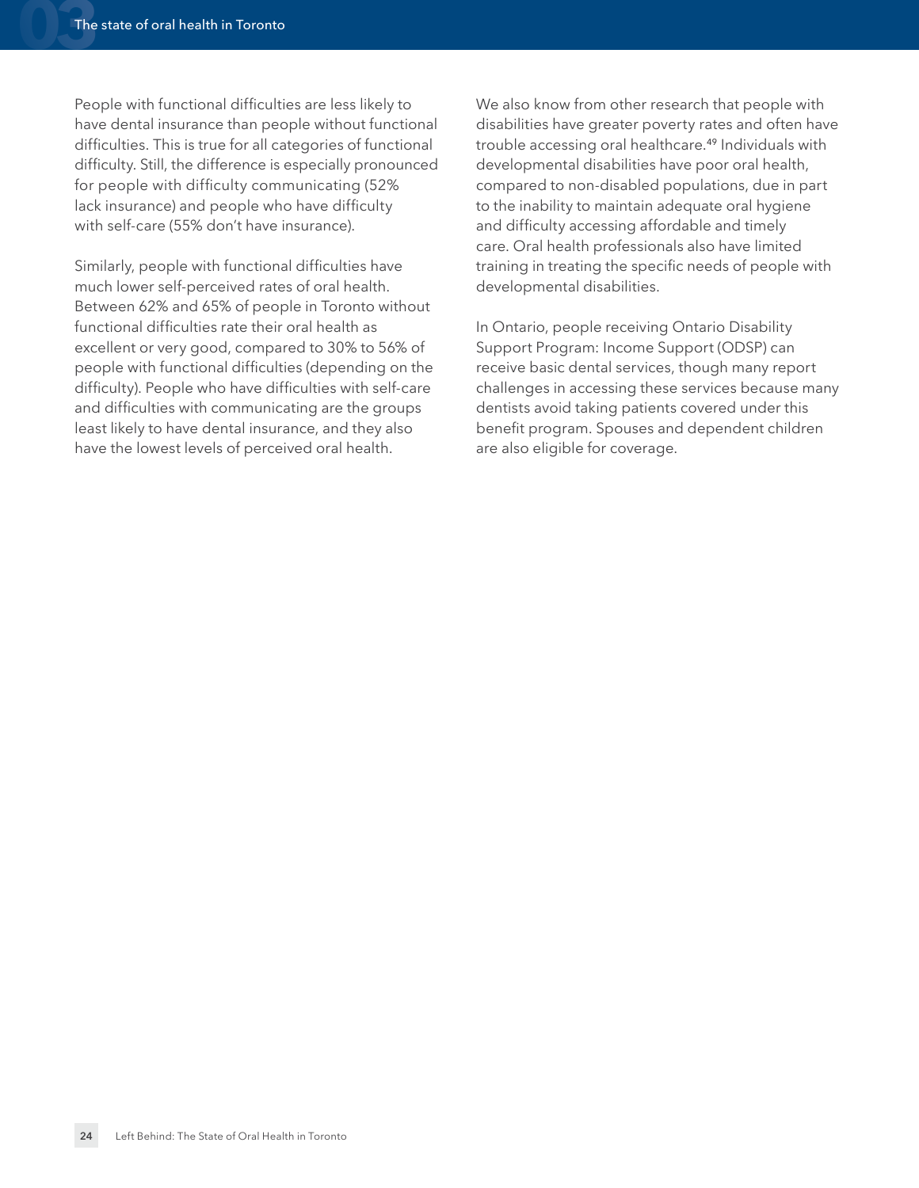People with functional difficulties are less likely to have dental insurance than people without functional difficulties. This is true for all categories of functional difficulty. Still, the difference is especially pronounced for people with difficulty communicating (52% lack insurance) and people who have difficulty with self-care (55% don't have insurance).

Similarly, people with functional difficulties have much lower self-perceived rates of oral health. Between 62% and 65% of people in Toronto without functional difficulties rate their oral health as excellent or very good, compared to 30% to 56% of people with functional difficulties (depending on the difficulty). People who have difficulties with self-care and difficulties with communicating are the groups least likely to have dental insurance, and they also have the lowest levels of perceived oral health.

We also know from other research that people with disabilities have greater poverty rates and often have trouble accessing oral healthcare.[49] Individuals with developmental disabilities have poor oral health, compared to non-disabled populations, due in part to the inability to maintain adequate oral hygiene and difficulty accessing affordable and timely care. Oral health professionals also have limited training in treating the specific needs of people with developmental disabilities.

In Ontario, people receiving Ontario Disability Support Program: Income Support (ODSP) can receive basic dental services, though many report challenges in accessing these services because many dentists avoid taking patients covered under this benefit program. Spouses and dependent children are also eligible for coverage.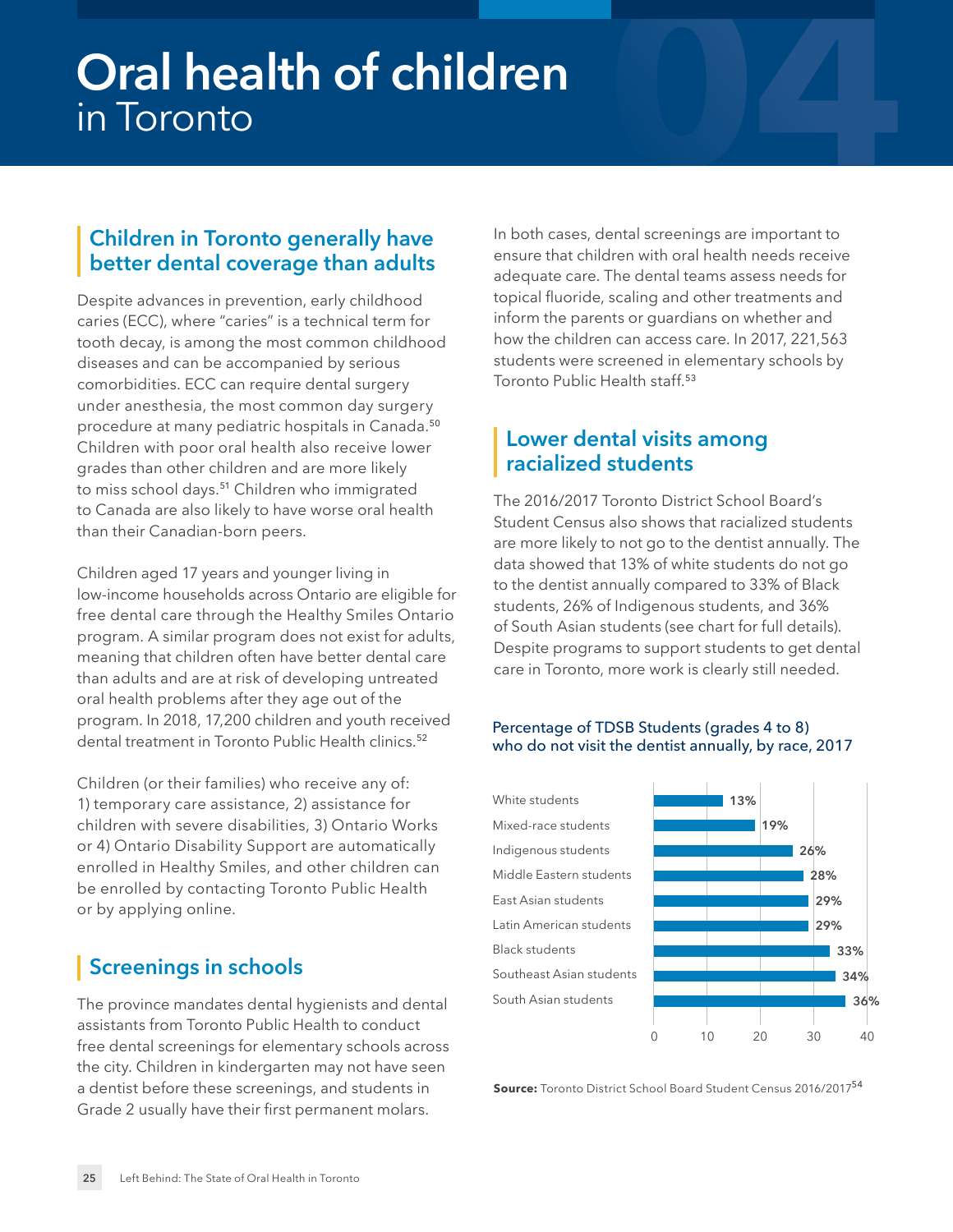# Oral health of children in Toronto

## Children in Toronto generally have better dental coverage than adults

Despite advances in prevention, early childhood caries (ECC), where "caries" is a technical term for tooth decay, is among the most common childhood diseases and can be accompanied by serious comorbidities. ECC can require dental surgery under anesthesia, the most common day surgery procedure at many pediatric hospitals in Canada.[50] Children with poor oral health also receive lower grades than other children and are more likely to miss school days.[51] Children who immigrated to Canada are also likely to have worse oral health than their Canadian-born peers.

Children aged 17 years and younger living in low-income households across Ontario are eligible for free dental care through the Healthy Smiles Ontario program. A similar program does not exist for adults, meaning that children often have better dental care than adults and are at risk of developing untreated oral health problems after they age out of the program. In 2018, 17,200 children and youth received dental treatment in Toronto Public Health clinics.[52]

Children (or their families) who receive any of: 1) temporary care assistance, 2) assistance for children with severe disabilities, 3) Ontario Works or 4) Ontario Disability Support are automatically enrolled in Healthy Smiles, and other children can be enrolled by contacting Toronto Public Health or by applying online.

## Screenings in schools

The province mandates dental hygienists and dental assistants from Toronto Public Health to conduct free dental screenings for elementary schools across the city. Children in kindergarten may not have seen a dentist before these screenings, and students in Grade 2 usually have their first permanent molars.

In both cases, dental screenings are important to ensure that children with oral health needs receive adequate care. The dental teams assess needs for topical fluoride, scaling and other treatments and inform the parents or guardians on whether and how the children can access care. In 2017, 221,563 students were screened in elementary schools by Toronto Public Health staff.[53]

## Lower dental visits among racialized students

The 2016/2017 Toronto District School Board's Student Census also shows that racialized students are more likely to not go to the dentist annually. The data showed that 13% of white students do not go to the dentist annually compared to 33% of Black students, 26% of Indigenous students, and 36% of South Asian students (see chart for full details). Despite programs to support students to get dental care in Toronto, more work is clearly still needed.

**Percentage of TDSB Students (grades 4 to 8) who do not visit the dentist annually, by race, 2017**

| Group | Percentage |
|---|---|
| White students | 13% |
| Mixed-race students | 19% |
| Indigenous students | 26% |
| Middle Eastern students | 28% |
| East Asian students | 29% |
| Latin American students | 29% |
| Black students | 33% |
| Southeast Asian students | 34% |
| South Asian students | 36% |

**Source:** Toronto District School Board Student Census 2016/2017[54]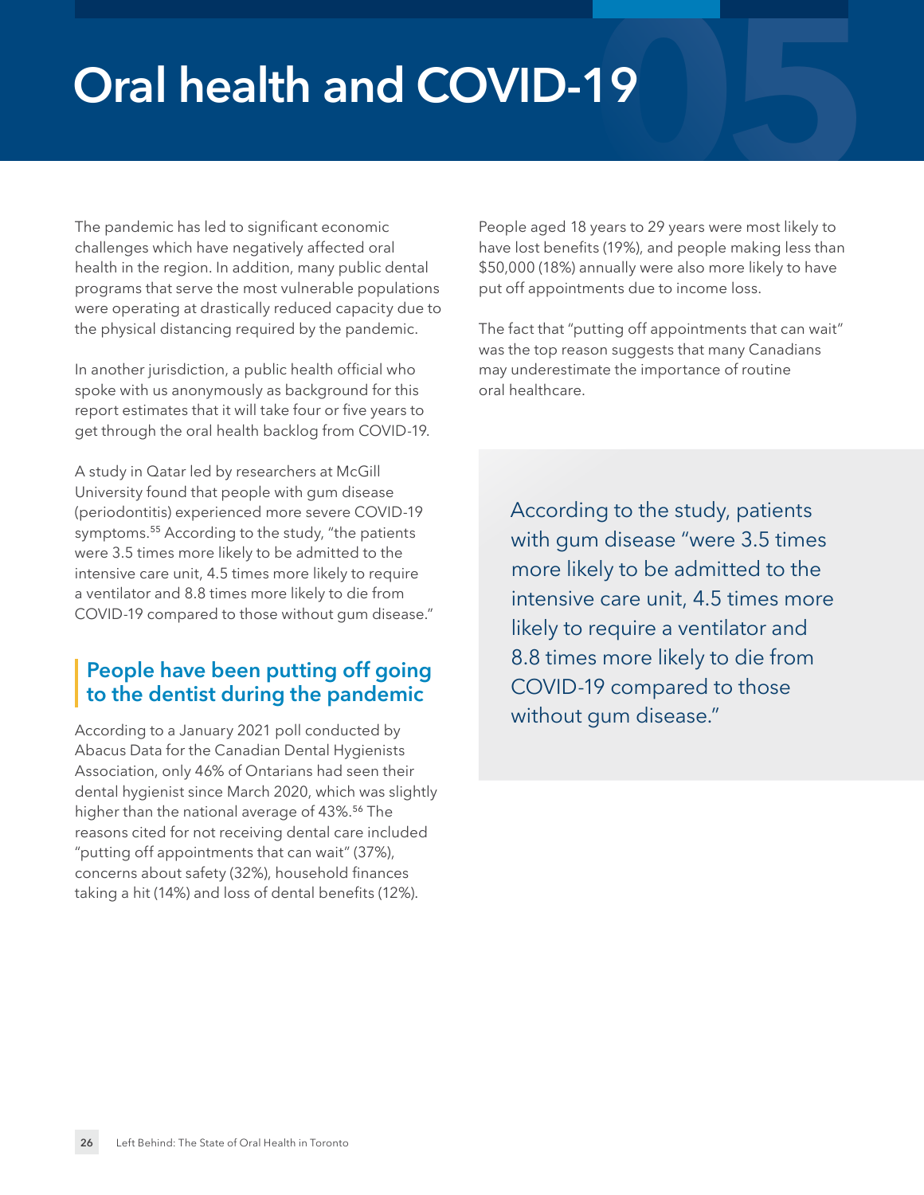# Oral health and COVID-19

The pandemic has led to significant economic challenges which have negatively affected oral health in the region. In addition, many public dental programs that serve the most vulnerable populations were operating at drastically reduced capacity due to the physical distancing required by the pandemic.

In another jurisdiction, a public health official who spoke with us anonymously as background for this report estimates that it will take four or five years to get through the oral health backlog from COVID-19.

A study in Qatar led by researchers at McGill University found that people with gum disease (periodontitis) experienced more severe COVID-19 symptoms.[55] According to the study, "the patients were 3.5 times more likely to be admitted to the intensive care unit, 4.5 times more likely to require a ventilator and 8.8 times more likely to die from COVID-19 compared to those without gum disease."

## People have been putting off going to the dentist during the pandemic

According to a January 2021 poll conducted by Abacus Data for the Canadian Dental Hygienists Association, only 46% of Ontarians had seen their dental hygienist since March 2020, which was slightly higher than the national average of 43%.[56] The reasons cited for not receiving dental care included "putting off appointments that can wait" (37%), concerns about safety (32%), household finances taking a hit (14%) and loss of dental benefits (12%).

People aged 18 years to 29 years were most likely to have lost benefits (19%), and people making less than $50,000 (18%) annually were also more likely to have put off appointments due to income loss.

The fact that "putting off appointments that can wait" was the top reason suggests that many Canadians may underestimate the importance of routine oral healthcare.

> According to the study, patients with gum disease "were 3.5 times more likely to be admitted to the intensive care unit, 4.5 times more likely to require a ventilator and 8.8 times more likely to die from COVID-19 compared to those without gum disease."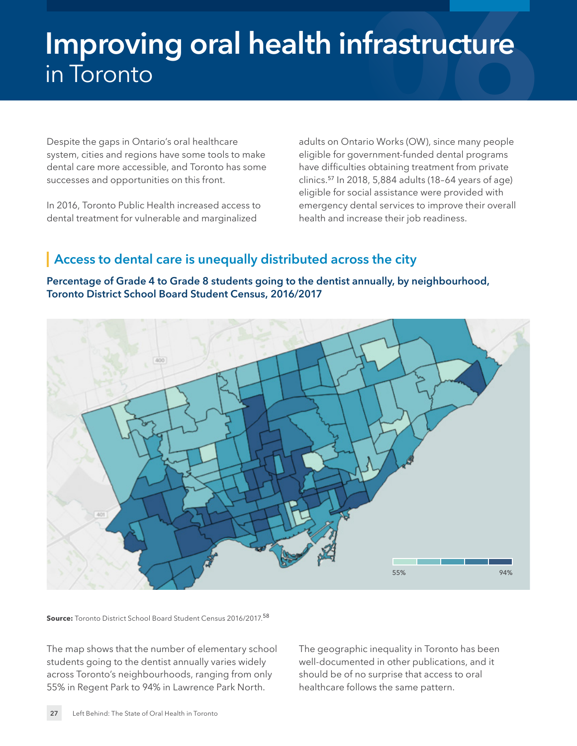# Improving oral health infrastructure in Toronto

Despite the gaps in Ontario's oral healthcare system, cities and regions have some tools to make dental care more accessible, and Toronto has some successes and opportunities on this front.

In 2016, Toronto Public Health increased access to dental treatment for vulnerable and marginalized adults on Ontario Works (OW), since many people eligible for government-funded dental programs have difficulties obtaining treatment from private clinics.[57] In 2018, 5,884 adults (18–64 years of age) eligible for social assistance were provided with emergency dental services to improve their overall health and increase their job readiness.

## Access to dental care is unequally distributed across the city

**Percentage of Grade 4 to Grade 8 students going to the dentist annually, by neighbourhood, Toronto District School Board Student Census, 2016/2017**

55% — 94%

**Source:** Toronto District School Board Student Census 2016/2017.[58]

The map shows that the number of elementary school students going to the dentist annually varies widely across Toronto's neighbourhoods, ranging from only 55% in Regent Park to 94% in Lawrence Park North.

The geographic inequality in Toronto has been well-documented in other publications, and it should be of no surprise that access to oral healthcare follows the same pattern.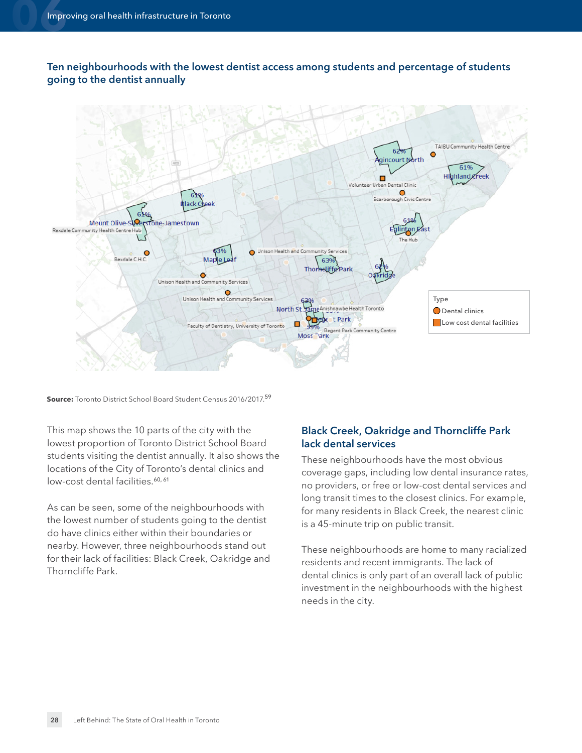### Ten neighbourhoods with the lowest dentist access among students and percentage of students going to the dentist annually

**Source:** Toronto District School Board Student Census 2016/2017.[59]

This map shows the 10 parts of the city with the lowest proportion of Toronto District School Board students visiting the dentist annually. It also shows the locations of the City of Toronto's dental clinics and low-cost dental facilities.[60, 61]

As can be seen, some of the neighbourhoods with the lowest number of students going to the dentist do have clinics either within their boundaries or nearby. However, three neighbourhoods stand out for their lack of facilities: Black Creek, Oakridge and Thorncliffe Park.

## Black Creek, Oakridge and Thorncliffe Park lack dental services

These neighbourhoods have the most obvious coverage gaps, including low dental insurance rates, no providers, or free or low-cost dental services and long transit times to the closest clinics. For example, for many residents in Black Creek, the nearest clinic is a 45-minute trip on public transit.

These neighbourhoods are home to many racialized residents and recent immigrants. The lack of dental clinics is only part of an overall lack of public investment in the neighbourhoods with the highest needs in the city.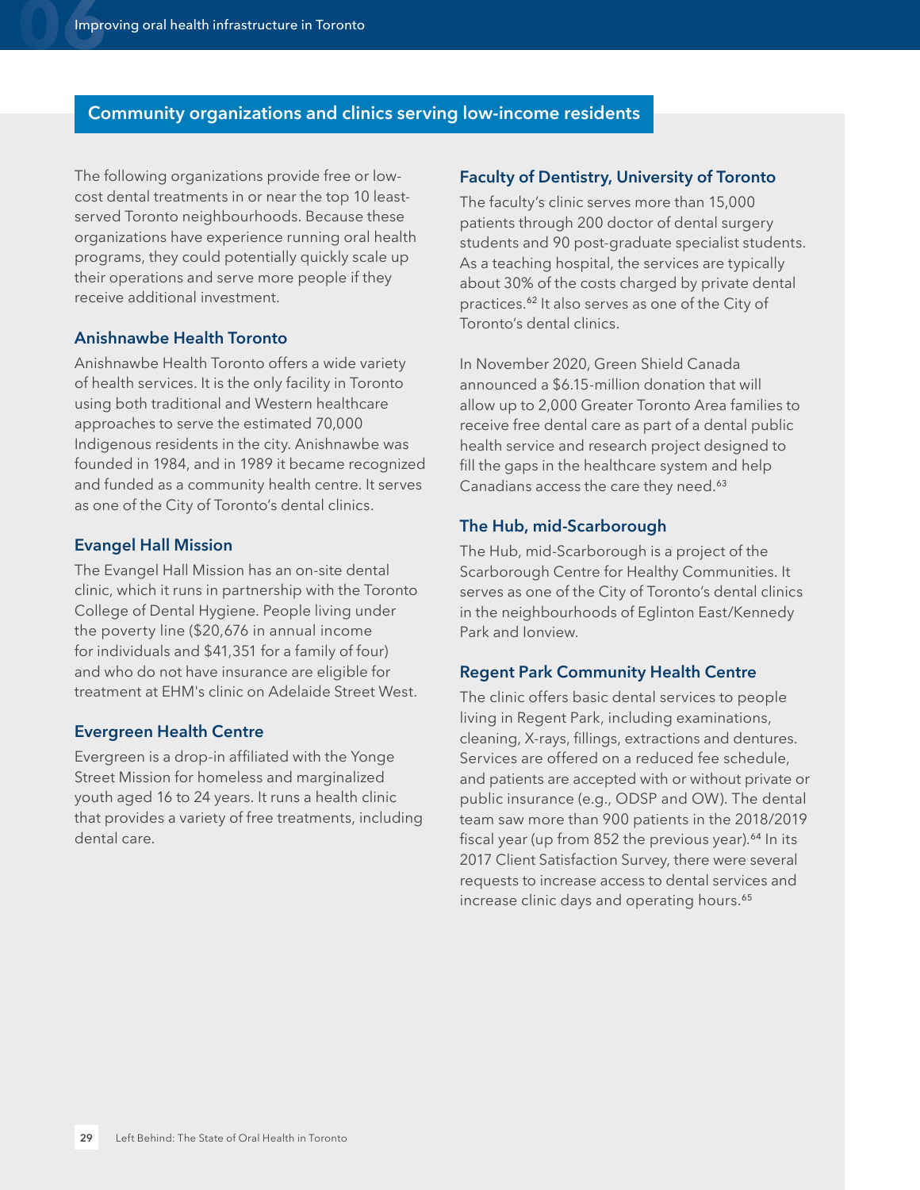## Community organizations and clinics serving low-income residents

The following organizations provide free or low-cost dental treatments in or near the top 10 least-served Toronto neighbourhoods. Because these organizations have experience running oral health programs, they could potentially quickly scale up their operations and serve more people if they receive additional investment.

### Anishnawbe Health Toronto

Anishnawbe Health Toronto offers a wide variety of health services. It is the only facility in Toronto using both traditional and Western healthcare approaches to serve the estimated 70,000 Indigenous residents in the city. Anishnawbe was founded in 1984, and in 1989 it became recognized and funded as a community health centre. It serves as one of the City of Toronto's dental clinics.

### Evangel Hall Mission

The Evangel Hall Mission has an on-site dental clinic, which it runs in partnership with the Toronto College of Dental Hygiene. People living under the poverty line ($20,676 in annual income for individuals and $41,351 for a family of four) and who do not have insurance are eligible for treatment at EHM's clinic on Adelaide Street West.

### Evergreen Health Centre

Evergreen is a drop-in affiliated with the Yonge Street Mission for homeless and marginalized youth aged 16 to 24 years. It runs a health clinic that provides a variety of free treatments, including dental care.

### Faculty of Dentistry, University of Toronto

The faculty's clinic serves more than 15,000 patients through 200 doctor of dental surgery students and 90 post-graduate specialist students. As a teaching hospital, the services are typically about 30% of the costs charged by private dental practices.[62] It also serves as one of the City of Toronto's dental clinics.

In November 2020, Green Shield Canada announced a $6.15-million donation that will allow up to 2,000 Greater Toronto Area families to receive free dental care as part of a dental public health service and research project designed to fill the gaps in the healthcare system and help Canadians access the care they need.[63]

### The Hub, mid-Scarborough

The Hub, mid-Scarborough is a project of the Scarborough Centre for Healthy Communities. It serves as one of the City of Toronto's dental clinics in the neighbourhoods of Eglinton East/Kennedy Park and Ionview.

### Regent Park Community Health Centre

The clinic offers basic dental services to people living in Regent Park, including examinations, cleaning, X-rays, fillings, extractions and dentures. Services are offered on a reduced fee schedule, and patients are accepted with or without private or public insurance (e.g., ODSP and OW). The dental team saw more than 900 patients in the 2018/2019 fiscal year (up from 852 the previous year).[64] In its 2017 Client Satisfaction Survey, there were several requests to increase access to dental services and increase clinic days and operating hours.[65]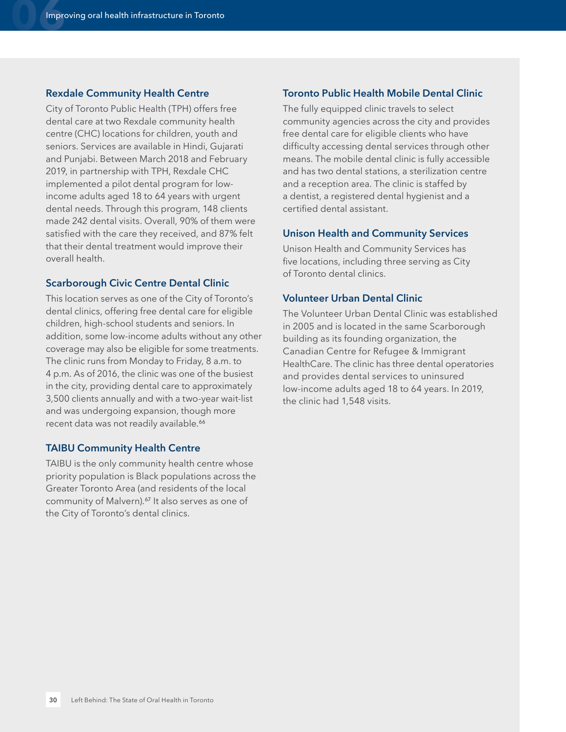### Rexdale Community Health Centre

City of Toronto Public Health (TPH) offers free dental care at two Rexdale community health centre (CHC) locations for children, youth and seniors. Services are available in Hindi, Gujarati and Punjabi. Between March 2018 and February 2019, in partnership with TPH, Rexdale CHC implemented a pilot dental program for low-income adults aged 18 to 64 years with urgent dental needs. Through this program, 148 clients made 242 dental visits. Overall, 90% of them were satisfied with the care they received, and 87% felt that their dental treatment would improve their overall health.

### Scarborough Civic Centre Dental Clinic

This location serves as one of the City of Toronto's dental clinics, offering free dental care for eligible children, high-school students and seniors. In addition, some low-income adults without any other coverage may also be eligible for some treatments. The clinic runs from Monday to Friday, 8 a.m. to 4 p.m. As of 2016, the clinic was one of the busiest in the city, providing dental care to approximately 3,500 clients annually and with a two-year wait-list and was undergoing expansion, though more recent data was not readily available.[66]

### TAIBU Community Health Centre

TAIBU is the only community health centre whose priority population is Black populations across the Greater Toronto Area (and residents of the local community of Malvern).[67] It also serves as one of the City of Toronto's dental clinics.

### Toronto Public Health Mobile Dental Clinic

The fully equipped clinic travels to select community agencies across the city and provides free dental care for eligible clients who have difficulty accessing dental services through other means. The mobile dental clinic is fully accessible and has two dental stations, a sterilization centre and a reception area. The clinic is staffed by a dentist, a registered dental hygienist and a certified dental assistant.

### Unison Health and Community Services

Unison Health and Community Services has five locations, including three serving as City of Toronto dental clinics.

### Volunteer Urban Dental Clinic

The Volunteer Urban Dental Clinic was established in 2005 and is located in the same Scarborough building as its founding organization, the Canadian Centre for Refugee & Immigrant HealthCare. The clinic has three dental operatories and provides dental services to uninsured low-income adults aged 18 to 64 years. In 2019, the clinic had 1,548 visits.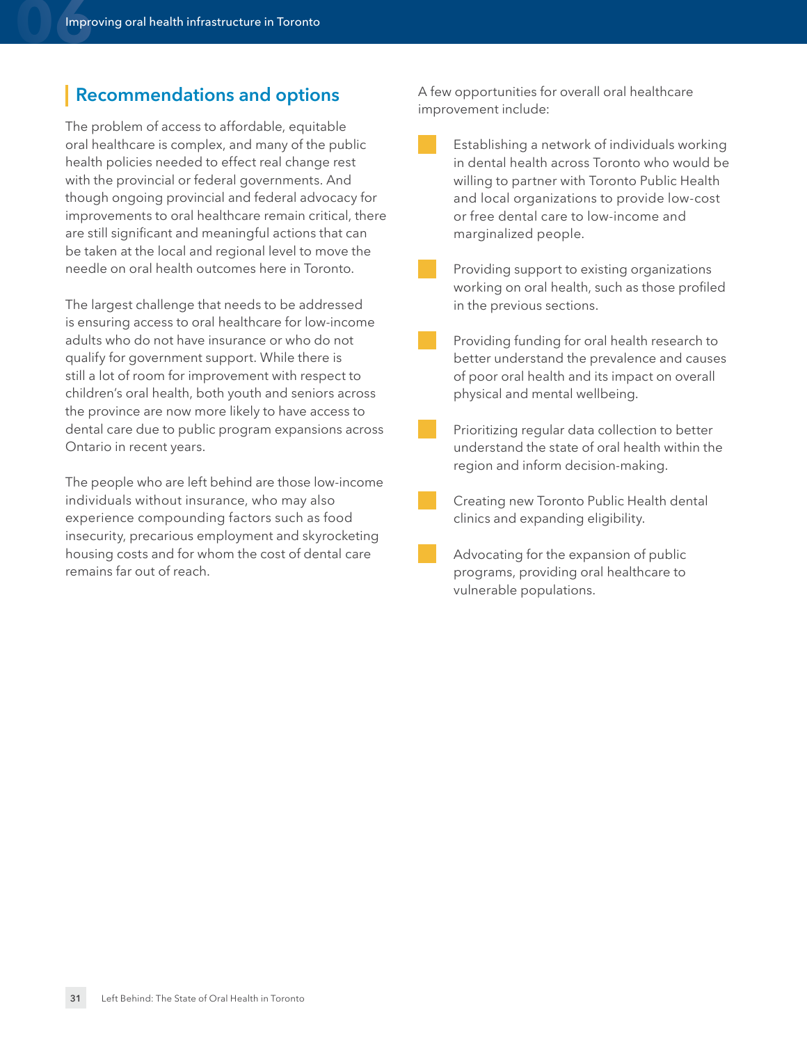## Recommendations and options

The problem of access to affordable, equitable oral healthcare is complex, and many of the public health policies needed to effect real change rest with the provincial or federal governments. And though ongoing provincial and federal advocacy for improvements to oral healthcare remain critical, there are still significant and meaningful actions that can be taken at the local and regional level to move the needle on oral health outcomes here in Toronto.

The largest challenge that needs to be addressed is ensuring access to oral healthcare for low-income adults who do not have insurance or who do not qualify for government support. While there is still a lot of room for improvement with respect to children's oral health, both youth and seniors across the province are now more likely to have access to dental care due to public program expansions across Ontario in recent years.

The people who are left behind are those low-income individuals without insurance, who may also experience compounding factors such as food insecurity, precarious employment and skyrocketing housing costs and for whom the cost of dental care remains far out of reach.

A few opportunities for overall oral healthcare improvement include:

- Establishing a network of individuals working in dental health across Toronto who would be willing to partner with Toronto Public Health and local organizations to provide low-cost or free dental care to low-income and marginalized people.
- Providing support to existing organizations working on oral health, such as those profiled in the previous sections.
- Providing funding for oral health research to better understand the prevalence and causes of poor oral health and its impact on overall physical and mental wellbeing.
- Prioritizing regular data collection to better understand the state of oral health within the region and inform decision-making.
- Creating new Toronto Public Health dental clinics and expanding eligibility.
- Advocating for the expansion of public programs, providing oral healthcare to vulnerable populations.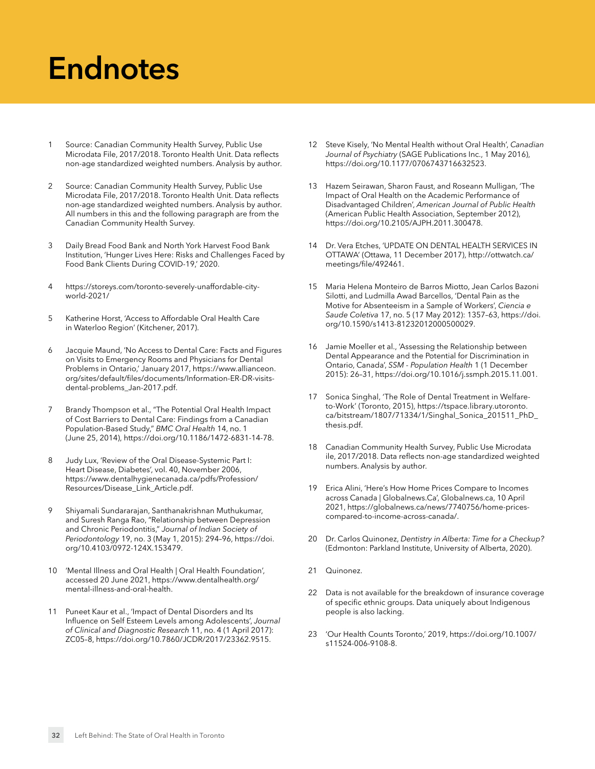# Endnotes

1. Source: Canadian Community Health Survey, Public Use Microdata File, 2017/2018. Toronto Health Unit. Data reflects non-age standardized weighted numbers. Analysis by author.

2. Source: Canadian Community Health Survey, Public Use Microdata File, 2017/2018. Toronto Health Unit. Data reflects non-age standardized weighted numbers. Analysis by author. All numbers in this and the following paragraph are from the Canadian Community Health Survey.

3. Daily Bread Food Bank and North York Harvest Food Bank Institution, 'Hunger Lives Here: Risks and Challenges Faced by Food Bank Clients During COVID-19,' 2020.

4. https://storeys.com/toronto-severely-unaffordable-city-world-2021/

5. Katherine Horst, 'Access to Affordable Oral Health Care in Waterloo Region' (Kitchener, 2017).

6. Jacquie Maund, 'No Access to Dental Care: Facts and Figures on Visits to Emergency Rooms and Physicians for Dental Problems in Ontario,' January 2017, https://www.allianceon.org/sites/default/files/documents/Information-ER-DR-visits-dental-problems_Jan-2017.pdf.

7. Brandy Thompson et al., "The Potential Oral Health Impact of Cost Barriers to Dental Care: Findings from a Canadian Population-Based Study," *BMC Oral Health* 14, no. 1 (June 25, 2014), https://doi.org/10.1186/1472-6831-14-78.

8. Judy Lux, 'Review of the Oral Disease-Systemic Part I: Heart Disease, Diabetes', vol. 40, November 2006, https://www.dentalhygienecanada.ca/pdfs/Profession/Resources/Disease_Link_Article.pdf.

9. Shiyamali Sundararajan, Santhanakrishnan Muthukumar, and Suresh Ranga Rao, "Relationship between Depression and Chronic Periodontitis," *Journal of Indian Society of Periodontology* 19, no. 3 (May 1, 2015): 294–96, https://doi.org/10.4103/0972-124X.153479.

10. 'Mental Illness and Oral Health | Oral Health Foundation', accessed 20 June 2021, https://www.dentalhealth.org/mental-illness-and-oral-health.

11. Puneet Kaur et al., 'Impact of Dental Disorders and Its Influence on Self Esteem Levels among Adolescents', *Journal of Clinical and Diagnostic Research* 11, no. 4 (1 April 2017): ZC05–8, https://doi.org/10.7860/JCDR/2017/23362.9515.

12. Steve Kisely, 'No Mental Health without Oral Health', *Canadian Journal of Psychiatry* (SAGE Publications Inc., 1 May 2016), https://doi.org/10.1177/0706743716632523.

13. Hazem Seirawan, Sharon Faust, and Roseann Mulligan, 'The Impact of Oral Health on the Academic Performance of Disadvantaged Children', *American Journal of Public Health* (American Public Health Association, September 2012), https://doi.org/10.2105/AJPH.2011.300478.

14. Dr. Vera Etches, 'UPDATE ON DENTAL HEALTH SERVICES IN OTTAWA' (Ottawa, 11 December 2017), http://ottwatch.ca/meetings/file/492461.

15. Maria Helena Monteiro de Barros Miotto, Jean Carlos Bazoni Silotti, and Ludmilla Awad Barcellos, 'Dental Pain as the Motive for Absenteeism in a Sample of Workers', *Ciencia e Saude Coletiva* 17, no. 5 (17 May 2012): 1357–63, https://doi.org/10.1590/s1413-81232012000500029.

16. Jamie Moeller et al., 'Assessing the Relationship between Dental Appearance and the Potential for Discrimination in Ontario, Canada', *SSM - Population Health* 1 (1 December 2015): 26–31, https://doi.org/10.1016/j.ssmph.2015.11.001.

17. Sonica Singhal, 'The Role of Dental Treatment in Welfare-to-Work' (Toronto, 2015), https://tspace.library.utoronto.ca/bitstream/1807/71334/1/Singhal_Sonica_201511_PhD_thesis.pdf.

18. Canadian Community Health Survey, Public Use Microdata ile, 2017/2018. Data reflects non-age standardized weighted numbers. Analysis by author.

19. Erica Alini, 'Here's How Home Prices Compare to Incomes across Canada | Globalnews.Ca', Globalnews.ca, 10 April 2021, https://globalnews.ca/news/7740756/home-prices-compared-to-income-across-canada/.

20. Dr. Carlos Quinonez, *Dentistry in Alberta: Time for a Checkup?* (Edmonton: Parkland Institute, University of Alberta, 2020).

21. Quinonez.

22. Data is not available for the breakdown of insurance coverage of specific ethnic groups. Data uniquely about Indigenous people is also lacking.

23. 'Our Health Counts Toronto,' 2019, https://doi.org/10.1007/s11524-006-9108-8.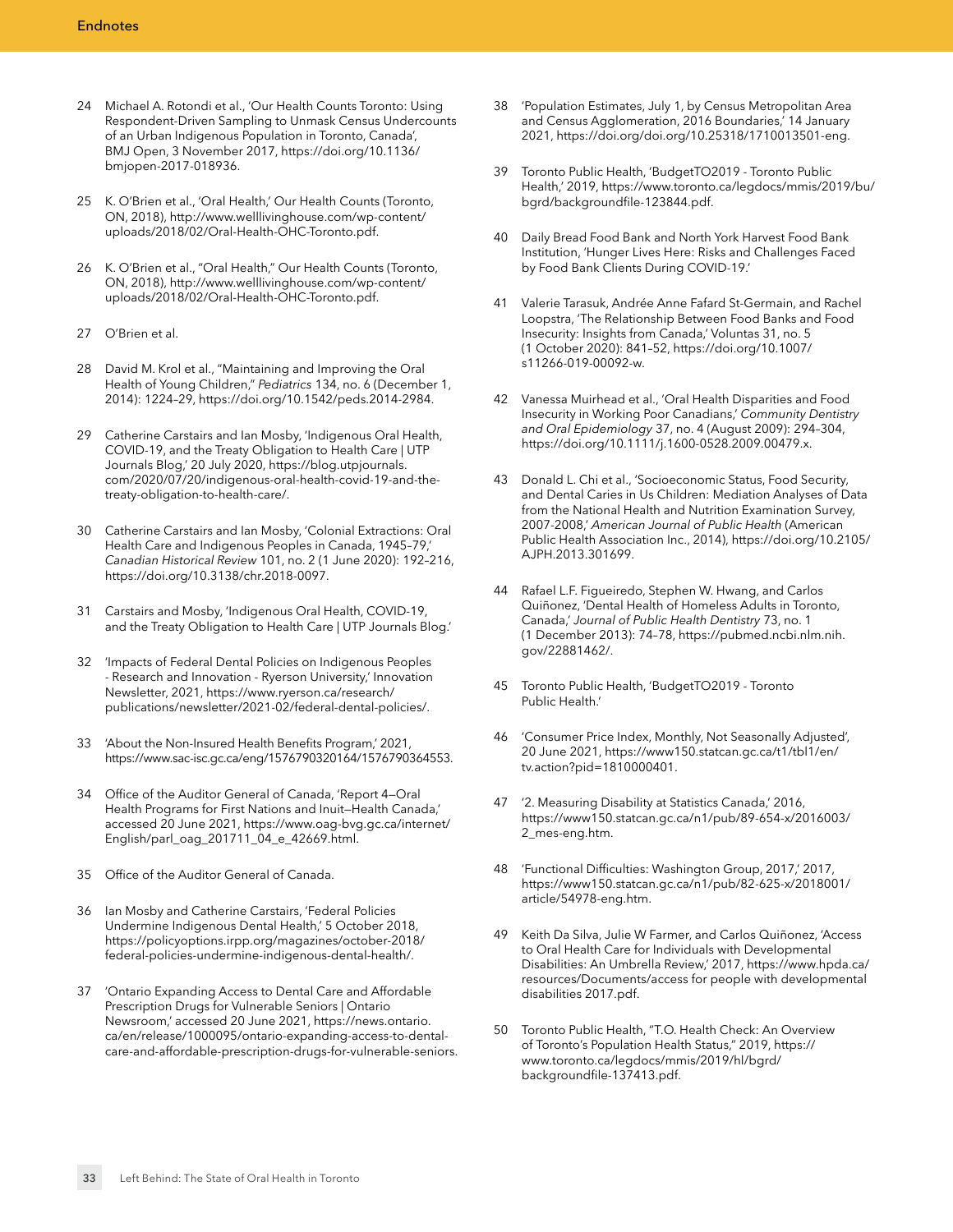24 Michael A. Rotondi et al., 'Our Health Counts Toronto: Using Respondent-Driven Sampling to Unmask Census Undercounts of an Urban Indigenous Population in Toronto, Canada', BMJ Open, 3 November 2017, https://doi.org/10.1136/bmjopen-2017-018936.

25 K. O'Brien et al., 'Oral Health,' Our Health Counts (Toronto, ON, 2018), http://www.welllivinghouse.com/wp-content/uploads/2018/02/Oral-Health-OHC-Toronto.pdf.

26 K. O'Brien et al., "Oral Health," Our Health Counts (Toronto, ON, 2018), http://www.welllivinghouse.com/wp-content/uploads/2018/02/Oral-Health-OHC-Toronto.pdf.

27 O'Brien et al.

28 David M. Krol et al., "Maintaining and Improving the Oral Health of Young Children," *Pediatrics* 134, no. 6 (December 1, 2014): 1224–29, https://doi.org/10.1542/peds.2014-2984.

29 Catherine Carstairs and Ian Mosby, 'Indigenous Oral Health, COVID-19, and the Treaty Obligation to Health Care | UTP Journals Blog,' 20 July 2020, https://blog.utpjournals.com/2020/07/20/indigenous-oral-health-covid-19-and-the-treaty-obligation-to-health-care/.

30 Catherine Carstairs and Ian Mosby, 'Colonial Extractions: Oral Health Care and Indigenous Peoples in Canada, 1945–79,' *Canadian Historical Review* 101, no. 2 (1 June 2020): 192–216, https://doi.org/10.3138/chr.2018-0097.

31 Carstairs and Mosby, 'Indigenous Oral Health, COVID-19, and the Treaty Obligation to Health Care | UTP Journals Blog.'

32 'Impacts of Federal Dental Policies on Indigenous Peoples - Research and Innovation - Ryerson University,' Innovation Newsletter, 2021, https://www.ryerson.ca/research/publications/newsletter/2021-02/federal-dental-policies/.

33 'About the Non-Insured Health Benefits Program,' 2021, https://www.sac-isc.gc.ca/eng/1576790320164/1576790364553.

34 Office of the Auditor General of Canada, 'Report 4—Oral Health Programs for First Nations and Inuit—Health Canada,' accessed 20 June 2021, https://www.oag-bvg.gc.ca/internet/English/parl_oag_201711_04_e_42669.html.

35 Office of the Auditor General of Canada.

36 Ian Mosby and Catherine Carstairs, 'Federal Policies Undermine Indigenous Dental Health,' 5 October 2018, https://policyoptions.irpp.org/magazines/october-2018/federal-policies-undermine-indigenous-dental-health/.

37 'Ontario Expanding Access to Dental Care and Affordable Prescription Drugs for Vulnerable Seniors | Ontario Newsroom,' accessed 20 June 2021, https://news.ontario.ca/en/release/1000095/ontario-expanding-access-to-dental-care-and-affordable-prescription-drugs-for-vulnerable-seniors.

38 'Population Estimates, July 1, by Census Metropolitan Area and Census Agglomeration, 2016 Boundaries,' 14 January 2021, https://doi.org/doi.org/10.25318/1710013501-eng.

39 Toronto Public Health, 'BudgetTO2019 - Toronto Public Health,' 2019, https://www.toronto.ca/legdocs/mmis/2019/bu/bgrd/backgroundfile-123844.pdf.

40 Daily Bread Food Bank and North York Harvest Food Bank Institution, 'Hunger Lives Here: Risks and Challenges Faced by Food Bank Clients During COVID-19.'

41 Valerie Tarasuk, Andrée Anne Fafard St-Germain, and Rachel Loopstra, 'The Relationship Between Food Banks and Food Insecurity: Insights from Canada,' Voluntas 31, no. 5 (1 October 2020): 841–52, https://doi.org/10.1007/s11266-019-00092-w.

42 Vanessa Muirhead et al., 'Oral Health Disparities and Food Insecurity in Working Poor Canadians,' *Community Dentistry and Oral Epidemiology* 37, no. 4 (August 2009): 294–304, https://doi.org/10.1111/j.1600-0528.2009.00479.x.

43 Donald L. Chi et al., 'Socioeconomic Status, Food Security, and Dental Caries in Us Children: Mediation Analyses of Data from the National Health and Nutrition Examination Survey, 2007-2008,' *American Journal of Public Health* (American Public Health Association Inc., 2014), https://doi.org/10.2105/AJPH.2013.301699.

44 Rafael L.F. Figueiredo, Stephen W. Hwang, and Carlos Quiñonez, 'Dental Health of Homeless Adults in Toronto, Canada,' *Journal of Public Health Dentistry* 73, no. 1 (1 December 2013): 74–78, https://pubmed.ncbi.nlm.nih.gov/22881462/.

45 Toronto Public Health, 'BudgetTO2019 - Toronto Public Health.'

46 'Consumer Price Index, Monthly, Not Seasonally Adjusted', 20 June 2021, https://www150.statcan.gc.ca/t1/tbl1/en/tv.action?pid=1810000401.

47 '2. Measuring Disability at Statistics Canada,' 2016, https://www150.statcan.gc.ca/n1/pub/89-654-x/2016003/2_mes-eng.htm.

48 'Functional Difficulties: Washington Group, 2017,' 2017, https://www150.statcan.gc.ca/n1/pub/82-625-x/2018001/article/54978-eng.htm.

49 Keith Da Silva, Julie W Farmer, and Carlos Quiñonez, 'Access to Oral Health Care for Individuals with Developmental Disabilities: An Umbrella Review,' 2017, https://www.hpda.ca/resources/Documents/access for people with developmental disabilities 2017.pdf.

50 Toronto Public Health, "T.O. Health Check: An Overview of Toronto's Population Health Status," 2019, https://www.toronto.ca/legdocs/mmis/2019/hl/bgrd/backgroundfile-137413.pdf.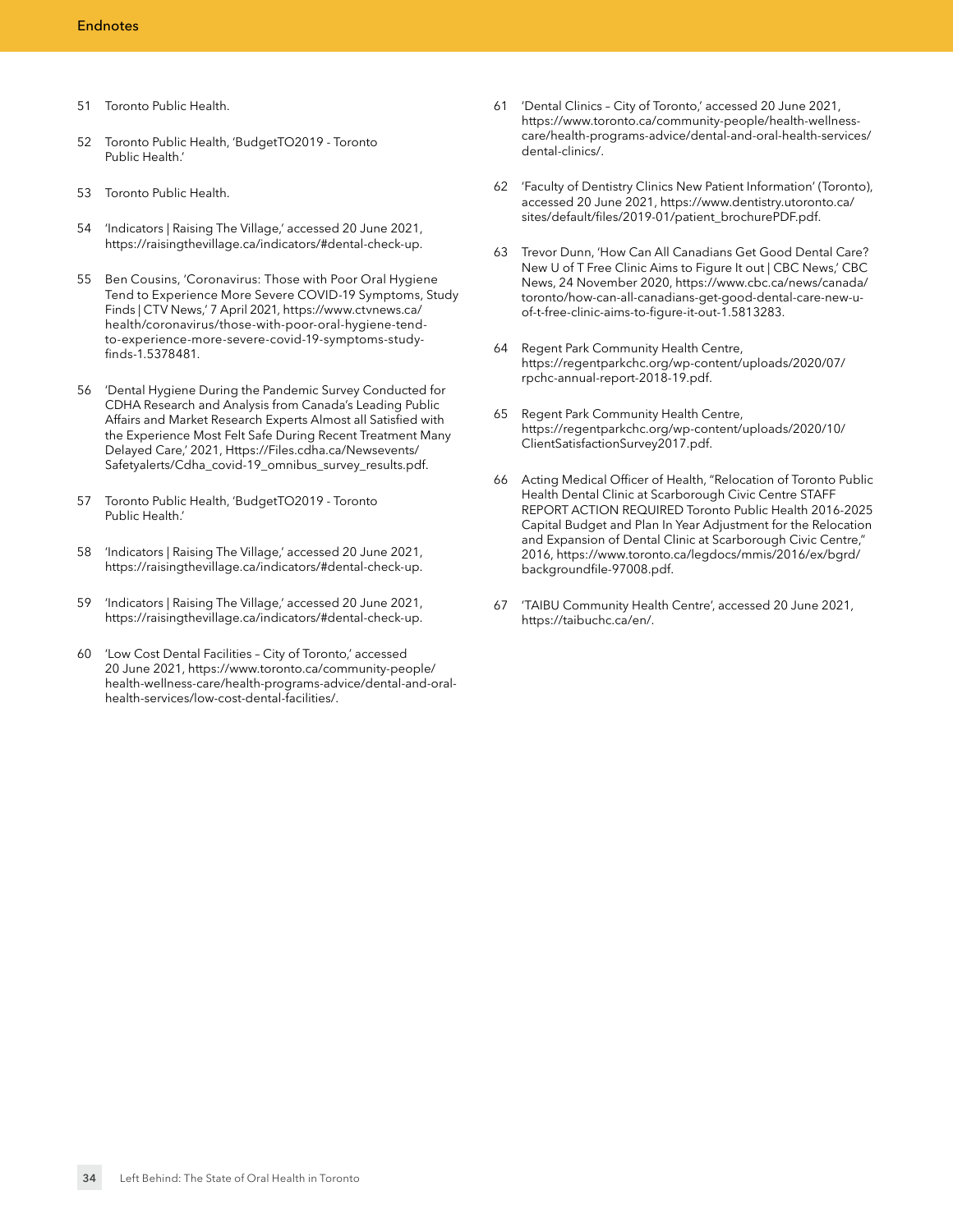## Endnotes

51 Toronto Public Health.

52 Toronto Public Health, 'BudgetTO2019 - Toronto Public Health.'

53 Toronto Public Health.

54 'Indicators | Raising The Village,' accessed 20 June 2021, https://raisingthevillage.ca/indicators/#dental-check-up.

55 Ben Cousins, 'Coronavirus: Those with Poor Oral Hygiene Tend to Experience More Severe COVID-19 Symptoms, Study Finds | CTV News,' 7 April 2021, https://www.ctvnews.ca/health/coronavirus/those-with-poor-oral-hygiene-tend-to-experience-more-severe-covid-19-symptoms-study-finds-1.5378481.

56 'Dental Hygiene During the Pandemic Survey Conducted for CDHA Research and Analysis from Canada's Leading Public Affairs and Market Research Experts Almost all Satisfied with the Experience Most Felt Safe During Recent Treatment Many Delayed Care,' 2021, Https://Files.cdha.ca/Newsevents/Safetyalerts/Cdha_covid-19_omnibus_survey_results.pdf.

57 Toronto Public Health, 'BudgetTO2019 - Toronto Public Health.'

58 'Indicators | Raising The Village,' accessed 20 June 2021, https://raisingthevillage.ca/indicators/#dental-check-up.

59 'Indicators | Raising The Village,' accessed 20 June 2021, https://raisingthevillage.ca/indicators/#dental-check-up.

60 'Low Cost Dental Facilities – City of Toronto,' accessed 20 June 2021, https://www.toronto.ca/community-people/health-wellness-care/health-programs-advice/dental-and-oral-health-services/low-cost-dental-facilities/.

61 'Dental Clinics – City of Toronto,' accessed 20 June 2021, https://www.toronto.ca/community-people/health-wellness-care/health-programs-advice/dental-and-oral-health-services/dental-clinics/.

62 'Faculty of Dentistry Clinics New Patient Information' (Toronto), accessed 20 June 2021, https://www.dentistry.utoronto.ca/sites/default/files/2019-01/patient_brochurePDF.pdf.

63 Trevor Dunn, 'How Can All Canadians Get Good Dental Care? New U of T Free Clinic Aims to Figure It out | CBC News,' CBC News, 24 November 2020, https://www.cbc.ca/news/canada/toronto/how-can-all-canadians-get-good-dental-care-new-u-of-t-free-clinic-aims-to-figure-it-out-1.5813283.

64 Regent Park Community Health Centre, https://regentparkchc.org/wp-content/uploads/2020/07/rpchc-annual-report-2018-19.pdf.

65 Regent Park Community Health Centre, https://regentparkchc.org/wp-content/uploads/2020/10/ClientSatisfactionSurvey2017.pdf.

66 Acting Medical Officer of Health, "Relocation of Toronto Public Health Dental Clinic at Scarborough Civic Centre STAFF REPORT ACTION REQUIRED Toronto Public Health 2016-2025 Capital Budget and Plan In Year Adjustment for the Relocation and Expansion of Dental Clinic at Scarborough Civic Centre," 2016, https://www.toronto.ca/legdocs/mmis/2016/ex/bgrd/backgroundfile-97008.pdf.

67 'TAIBU Community Health Centre', accessed 20 June 2021, https://taibuchc.ca/en/.